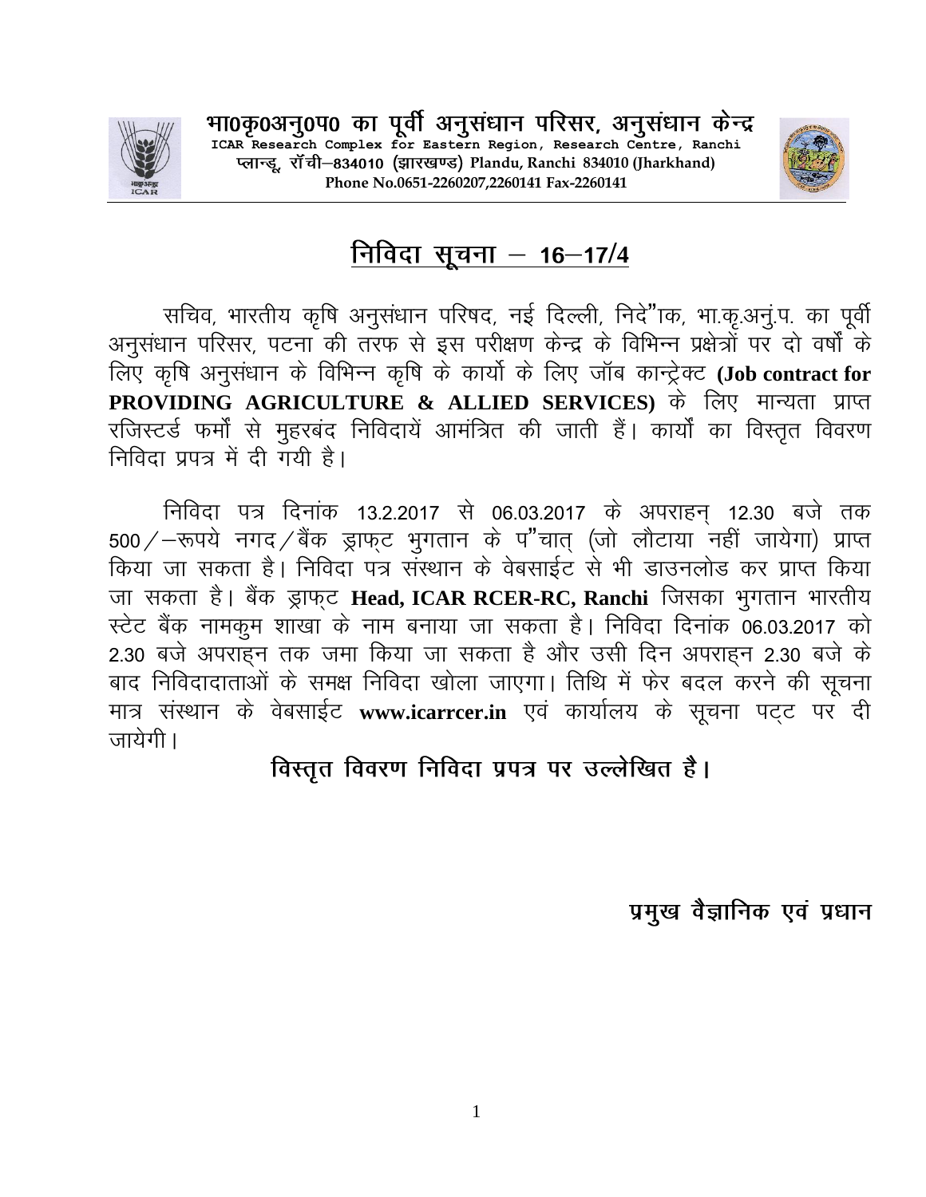**भा0कृ0अनु0प0 का पूर्वी अनुसंधान परिसर, अनुसंधान केन्द्र**
**ICAR Research Complex for Eastern Region, Research Centre, Ranchi**
प्लान्डू, रॉची–834010 (झारखण्ड) Plandu, Ranchi 834010 (Jharkhand)
Phone No.0651-2260207,2260141 Fax-2260141

# निविदा सूचना – 16–17/4

सचिव, भारतीय कृषि अनुसंधान परिषद, नई दिल्ली, निदे"ाक, भा.कृ.अनुं.प. का पूर्वी अनुसंधान परिसर, पटना की तरफ से इस परीक्षण केन्द्र के विभिन्न प्रक्षेत्रों पर दो वर्षो के लिए कृषि अनुसंधान के विभिन्न कृषि के कार्यो के लिए जॉब कान्ट्रेक्ट **(Job contract for PROVIDING AGRICULTURE & ALLIED SERVICES)** के लिए मान्यता प्राप्त रजिस्टर्ड फर्मों से मुहरबंद निविदायें आमंत्रित की जाती हैं। कार्यों का विस्तृत विवरण निविदा प्रपत्र में दी गयी है।

निविदा पत्र दिनांक 13.2.2017 से 06.03.2017 के अपराहन् 12.30 बजे तक 500/–रूपये नगद/बैंक ड्राफ्ट भुगतान के प"चात् (जो लौटाया नहीं जायेगा) प्राप्त किया जा सकता है। निविदा पत्र संस्थान के वेबसाईट से भी डाउनलोड कर प्राप्त किया जा सकता है। बैंक ड्राफ्ट **Head, ICAR RCER-RC, Ranchi** जिसका भुगतान भारतीय स्टेट बैंक नामकुम शाखा के नाम बनाया जा सकता है। निविदा दिनांक 06.03.2017 को 2.30 बजे अपराह्न तक जमा किया जा सकता है और उसी दिन अपराह्न 2.30 बजे के बाद निविदादाताओं के समक्ष निविदा खोला जाएगा। तिथि में फेर बदल करने की सूचना मात्र संस्थान के वेबसाईट **www.icarrcer.in** एवं कार्यालय के सूचना पट्ट पर दी जायेगी।

**विस्तृत विवरण निविदा प्रपत्र पर उल्लेखित है।**

**प्रमुख वैज्ञानिक एवं प्रधान**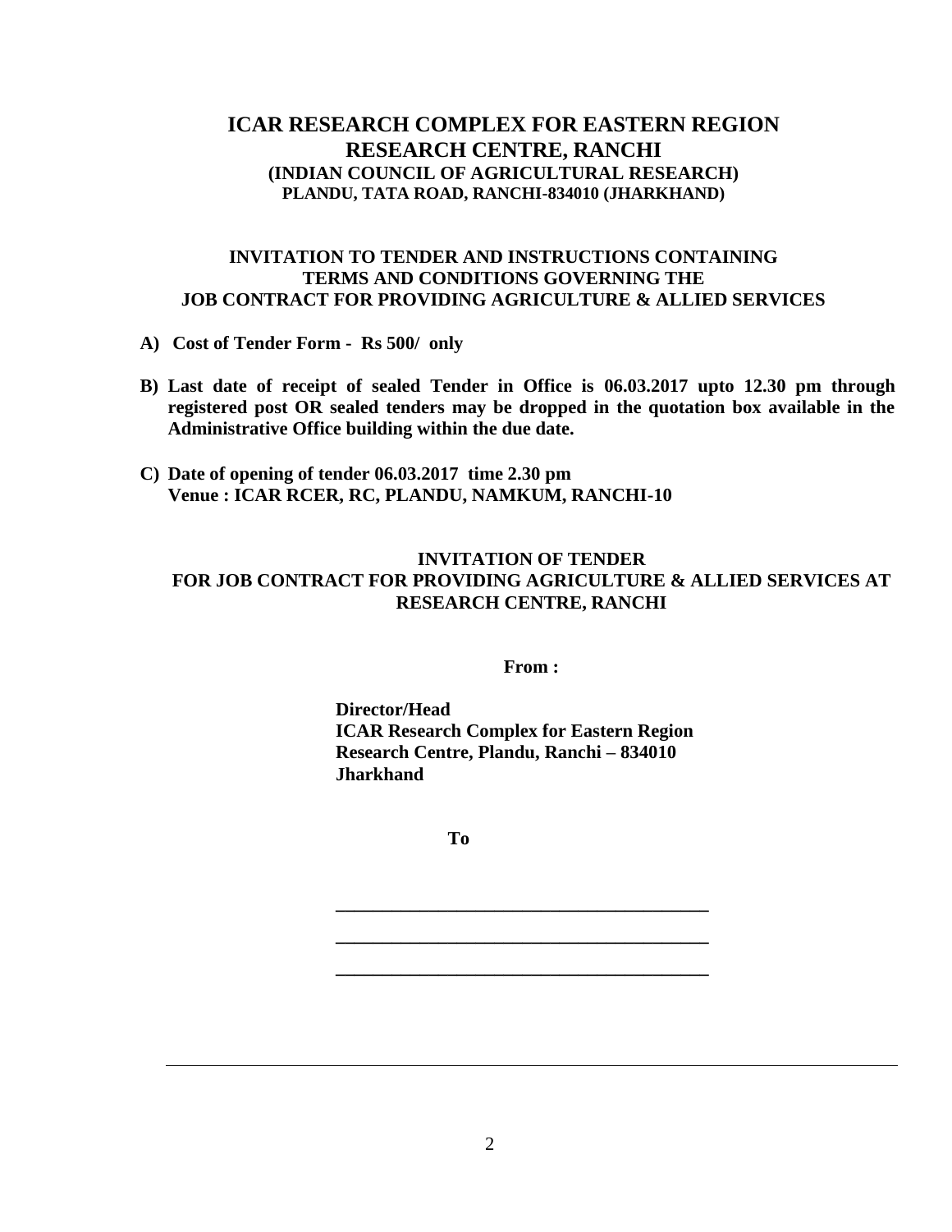# ICAR RESEARCH COMPLEX FOR EASTERN REGION
# RESEARCH CENTRE, RANCHI

**(INDIAN COUNCIL OF AGRICULTURAL RESEARCH)**
**PLANDU, TATA ROAD, RANCHI-834010 (JHARKHAND)**

## INVITATION TO TENDER AND INSTRUCTIONS CONTAINING TERMS AND CONDITIONS GOVERNING THE JOB CONTRACT FOR PROVIDING AGRICULTURE & ALLIED SERVICES

**A) Cost of Tender Form - Rs 500/ only**

**B) Last date of receipt of sealed Tender in Office is 06.03.2017 upto 12.30 pm through registered post OR sealed tenders may be dropped in the quotation box available in the Administrative Office building within the due date.**

**C) Date of opening of tender 06.03.2017 time 2.30 pm**
**Venue : ICAR RCER, RC, PLANDU, NAMKUM, RANCHI-10**

## INVITATION OF TENDER FOR JOB CONTRACT FOR PROVIDING AGRICULTURE & ALLIED SERVICES AT RESEARCH CENTRE, RANCHI

**From :**

**Director/Head**
**ICAR Research Complex for Eastern Region**
**Research Centre, Plandu, Ranchi – 834010**
**Jharkhand**

**To**

________________________________________

________________________________________

________________________________________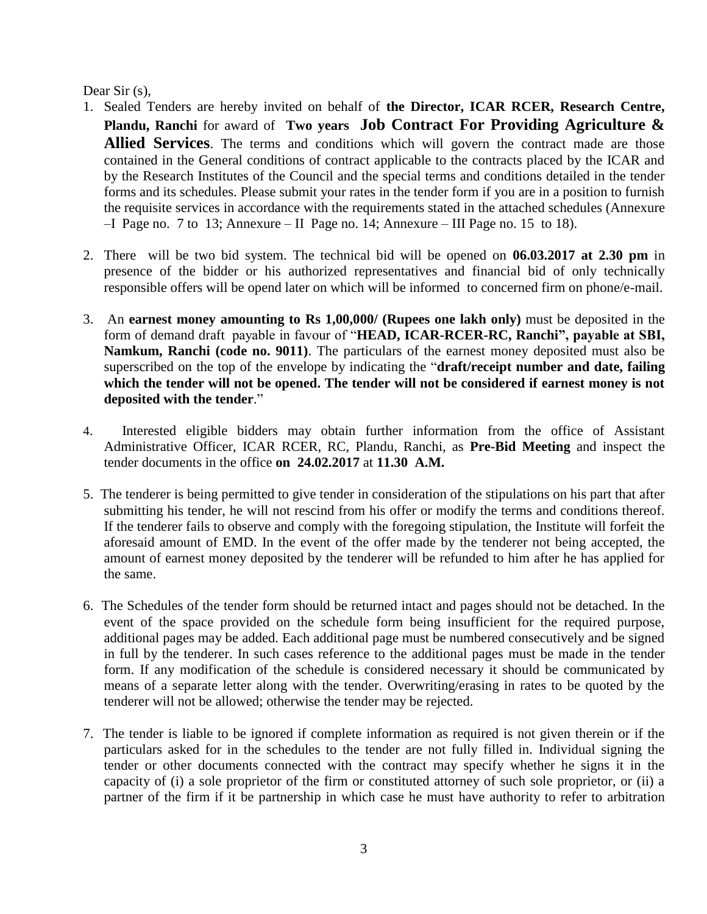Dear Sir (s),

1. Sealed Tenders are hereby invited on behalf of **the Director, ICAR RCER, Research Centre, Plandu, Ranchi** for award of **Two years Job Contract For Providing Agriculture & Allied Services**. The terms and conditions which will govern the contract made are those contained in the General conditions of contract applicable to the contracts placed by the ICAR and by the Research Institutes of the Council and the special terms and conditions detailed in the tender forms and its schedules. Please submit your rates in the tender form if you are in a position to furnish the requisite services in accordance with the requirements stated in the attached schedules (Annexure –I Page no. 7 to 13; Annexure – II Page no. 14; Annexure – III Page no. 15 to 18).

2. There will be two bid system. The technical bid will be opened on **06.03.2017 at 2.30 pm** in presence of the bidder or his authorized representatives and financial bid of only technically responsible offers will be opend later on which will be informed to concerned firm on phone/e-mail.

3. An **earnest money amounting to Rs 1,00,000/ (Rupees one lakh only)** must be deposited in the form of demand draft payable in favour of "**HEAD, ICAR-RCER-RC, Ranchi", payable at SBI, Namkum, Ranchi (code no. 9011)**. The particulars of the earnest money deposited must also be superscribed on the top of the envelope by indicating the "**draft/receipt number and date, failing which the tender will not be opened. The tender will not be considered if earnest money is not deposited with the tender**."

4. Interested eligible bidders may obtain further information from the office of Assistant Administrative Officer, ICAR RCER, RC, Plandu, Ranchi, as **Pre-Bid Meeting** and inspect the tender documents in the office **on 24.02.2017** at **11.30 A.M.**

5. The tenderer is being permitted to give tender in consideration of the stipulations on his part that after submitting his tender, he will not rescind from his offer or modify the terms and conditions thereof. If the tenderer fails to observe and comply with the foregoing stipulation, the Institute will forfeit the aforesaid amount of EMD. In the event of the offer made by the tenderer not being accepted, the amount of earnest money deposited by the tenderer will be refunded to him after he has applied for the same.

6. The Schedules of the tender form should be returned intact and pages should not be detached. In the event of the space provided on the schedule form being insufficient for the required purpose, additional pages may be added. Each additional page must be numbered consecutively and be signed in full by the tenderer. In such cases reference to the additional pages must be made in the tender form. If any modification of the schedule is considered necessary it should be communicated by means of a separate letter along with the tender. Overwriting/erasing in rates to be quoted by the tenderer will not be allowed; otherwise the tender may be rejected.

7. The tender is liable to be ignored if complete information as required is not given therein or if the particulars asked for in the schedules to the tender are not fully filled in. Individual signing the tender or other documents connected with the contract may specify whether he signs it in the capacity of (i) a sole proprietor of the firm or constituted attorney of such sole proprietor, or (ii) a partner of the firm if it be partnership in which case he must have authority to refer to arbitration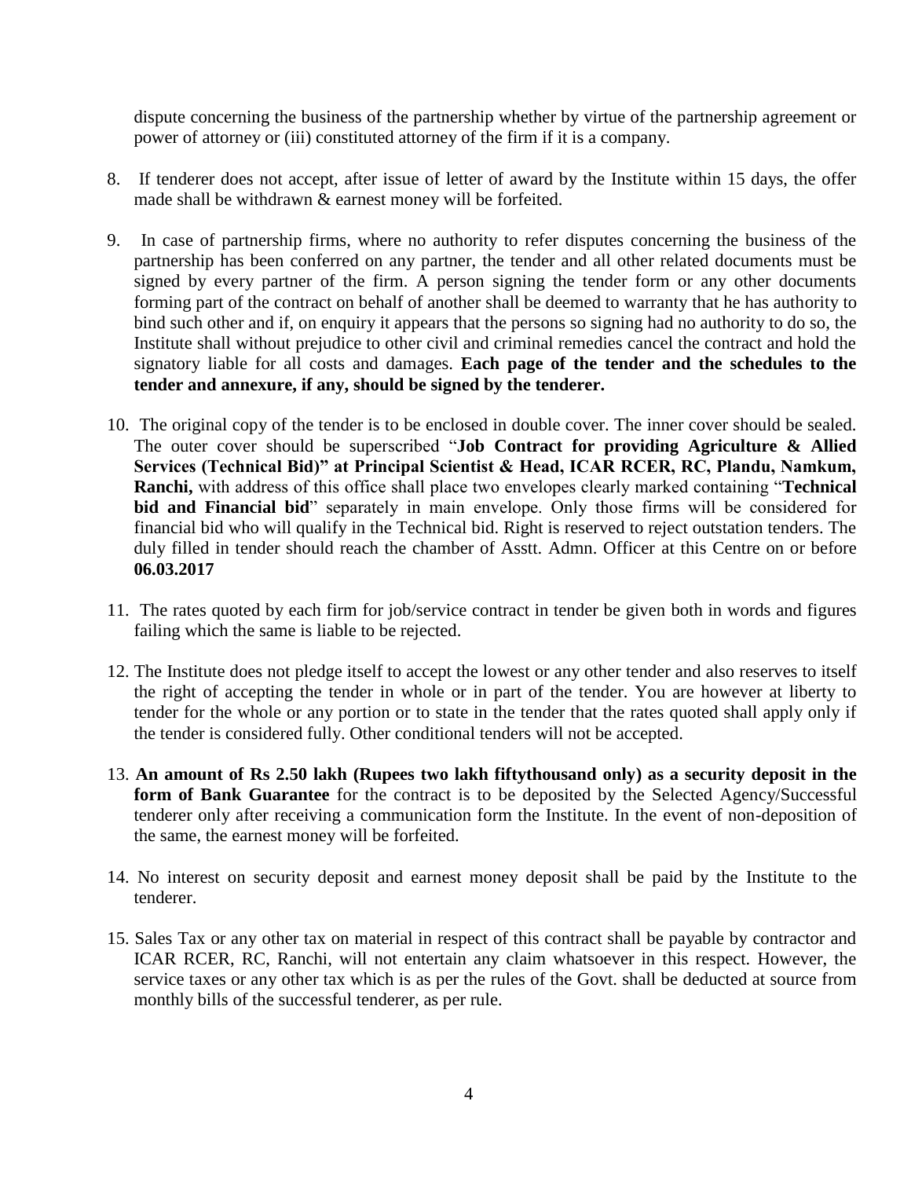dispute concerning the business of the partnership whether by virtue of the partnership agreement or power of attorney or (iii) constituted attorney of the firm if it is a company.

8. If tenderer does not accept, after issue of letter of award by the Institute within 15 days, the offer made shall be withdrawn & earnest money will be forfeited.

9. In case of partnership firms, where no authority to refer disputes concerning the business of the partnership has been conferred on any partner, the tender and all other related documents must be signed by every partner of the firm. A person signing the tender form or any other documents forming part of the contract on behalf of another shall be deemed to warranty that he has authority to bind such other and if, on enquiry it appears that the persons so signing had no authority to do so, the Institute shall without prejudice to other civil and criminal remedies cancel the contract and hold the signatory liable for all costs and damages. **Each page of the tender and the schedules to the tender and annexure, if any, should be signed by the tenderer.**

10. The original copy of the tender is to be enclosed in double cover. The inner cover should be sealed. The outer cover should be superscribed "**Job Contract for providing Agriculture & Allied Services (Technical Bid)" at Principal Scientist & Head, ICAR RCER, RC, Plandu, Namkum, Ranchi,** with address of this office shall place two envelopes clearly marked containing "**Technical bid and Financial bid**" separately in main envelope. Only those firms will be considered for financial bid who will qualify in the Technical bid. Right is reserved to reject outstation tenders. The duly filled in tender should reach the chamber of Asstt. Admn. Officer at this Centre on or before **06.03.2017**

11. The rates quoted by each firm for job/service contract in tender be given both in words and figures failing which the same is liable to be rejected.

12. The Institute does not pledge itself to accept the lowest or any other tender and also reserves to itself the right of accepting the tender in whole or in part of the tender. You are however at liberty to tender for the whole or any portion or to state in the tender that the rates quoted shall apply only if the tender is considered fully. Other conditional tenders will not be accepted.

13. **An amount of Rs 2.50 lakh (Rupees two lakh fiftythousand only) as a security deposit in the form of Bank Guarantee** for the contract is to be deposited by the Selected Agency/Successful tenderer only after receiving a communication form the Institute. In the event of non-deposition of the same, the earnest money will be forfeited.

14. No interest on security deposit and earnest money deposit shall be paid by the Institute to the tenderer.

15. Sales Tax or any other tax on material in respect of this contract shall be payable by contractor and ICAR RCER, RC, Ranchi, will not entertain any claim whatsoever in this respect. However, the service taxes or any other tax which is as per the rules of the Govt. shall be deducted at source from monthly bills of the successful tenderer, as per rule.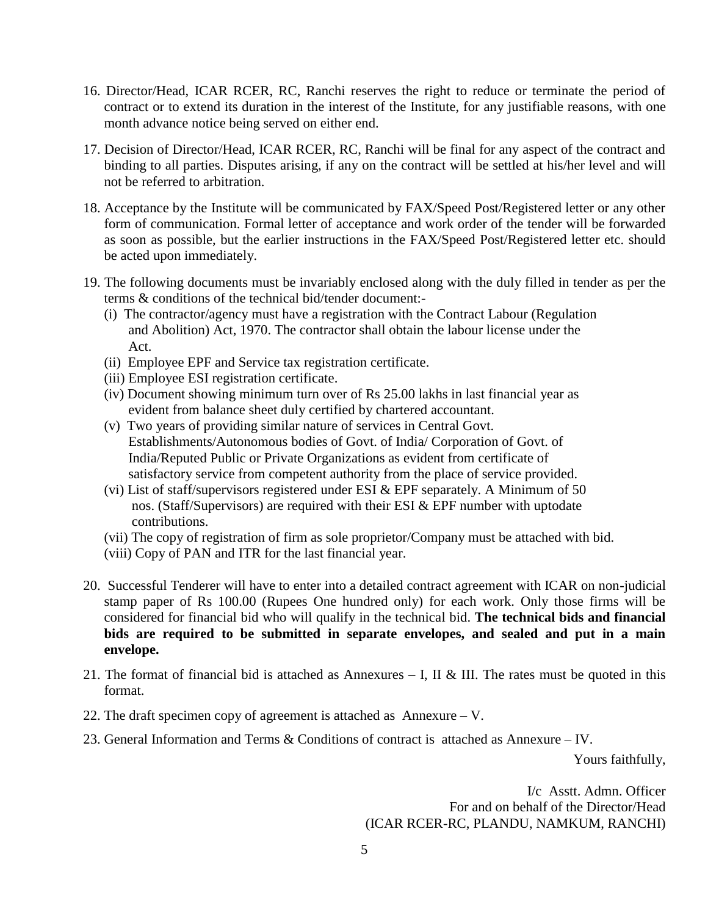16. Director/Head, ICAR RCER, RC, Ranchi reserves the right to reduce or terminate the period of contract or to extend its duration in the interest of the Institute, for any justifiable reasons, with one month advance notice being served on either end.

17. Decision of Director/Head, ICAR RCER, RC, Ranchi will be final for any aspect of the contract and binding to all parties. Disputes arising, if any on the contract will be settled at his/her level and will not be referred to arbitration.

18. Acceptance by the Institute will be communicated by FAX/Speed Post/Registered letter or any other form of communication. Formal letter of acceptance and work order of the tender will be forwarded as soon as possible, but the earlier instructions in the FAX/Speed Post/Registered letter etc. should be acted upon immediately.

19. The following documents must be invariably enclosed along with the duly filled in tender as per the terms & conditions of the technical bid/tender document:-
    - (i) The contractor/agency must have a registration with the Contract Labour (Regulation and Abolition) Act, 1970. The contractor shall obtain the labour license under the Act.
    - (ii) Employee EPF and Service tax registration certificate.
    - (iii) Employee ESI registration certificate.
    - (iv) Document showing minimum turn over of Rs 25.00 lakhs in last financial year as evident from balance sheet duly certified by chartered accountant.
    - (v) Two years of providing similar nature of services in Central Govt. Establishments/Autonomous bodies of Govt. of India/ Corporation of Govt. of India/Reputed Public or Private Organizations as evident from certificate of satisfactory service from competent authority from the place of service provided.
    - (vi) List of staff/supervisors registered under ESI & EPF separately. A Minimum of 50 nos. (Staff/Supervisors) are required with their ESI & EPF number with uptodate contributions.
    - (vii) The copy of registration of firm as sole proprietor/Company must be attached with bid.
    - (viii) Copy of PAN and ITR for the last financial year.

20. Successful Tenderer will have to enter into a detailed contract agreement with ICAR on non-judicial stamp paper of Rs 100.00 (Rupees One hundred only) for each work. Only those firms will be considered for financial bid who will qualify in the technical bid. **The technical bids and financial bids are required to be submitted in separate envelopes, and sealed and put in a main envelope.**

21. The format of financial bid is attached as Annexures – I, II & III. The rates must be quoted in this format.

22. The draft specimen copy of agreement is attached as Annexure – V.

23. General Information and Terms & Conditions of contract is attached as Annexure – IV.

Yours faithfully,

I/c Asstt. Admn. Officer
For and on behalf of the Director/Head
(ICAR RCER-RC, PLANDU, NAMKUM, RANCHI)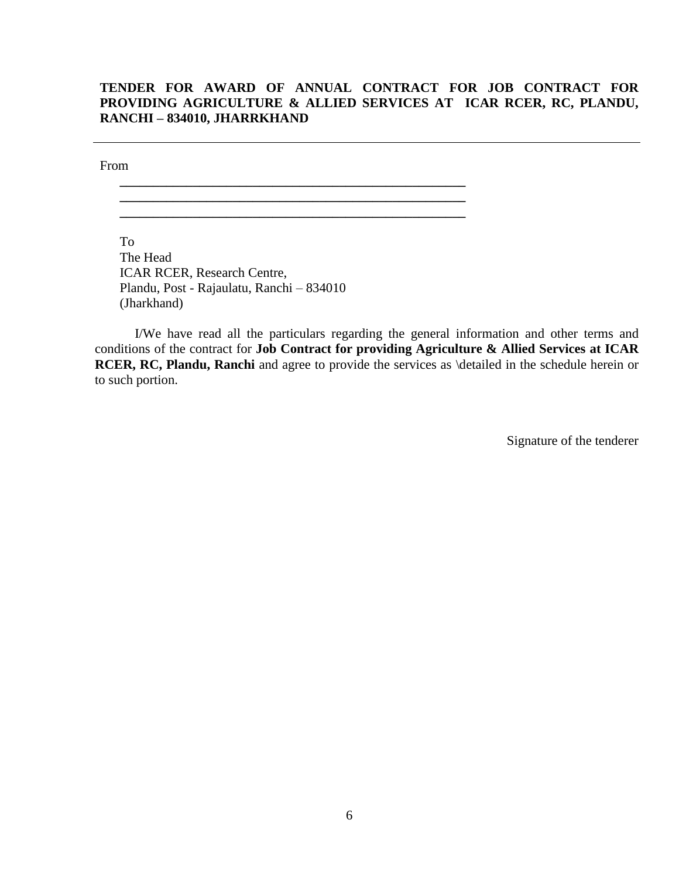**TENDER FOR AWARD OF ANNUAL CONTRACT FOR JOB CONTRACT FOR PROVIDING AGRICULTURE & ALLIED SERVICES AT ICAR RCER, RC, PLANDU, RANCHI – 834010, JHARRKHAND**

---

From

\_\_\_\_\_\_\_\_\_\_\_\_\_\_\_\_\_\_\_\_\_\_\_\_\_\_\_\_\_\_\_\_\_\_\_\_\_\_\_\_\_\_\_\_\_\_\_\_\_\_

\_\_\_\_\_\_\_\_\_\_\_\_\_\_\_\_\_\_\_\_\_\_\_\_\_\_\_\_\_\_\_\_\_\_\_\_\_\_\_\_\_\_\_\_\_\_\_\_\_\_

\_\_\_\_\_\_\_\_\_\_\_\_\_\_\_\_\_\_\_\_\_\_\_\_\_\_\_\_\_\_\_\_\_\_\_\_\_\_\_\_\_\_\_\_\_\_\_\_\_\_

To
The Head
ICAR RCER, Research Centre,
Plandu, Post - Rajaulatu, Ranchi – 834010
(Jharkhand)

I/We have read all the particulars regarding the general information and other terms and conditions of the contract for **Job Contract for providing Agriculture & Allied Services at ICAR RCER, RC, Plandu, Ranchi** and agree to provide the services as \detailed in the schedule herein or to such portion.

Signature of the tenderer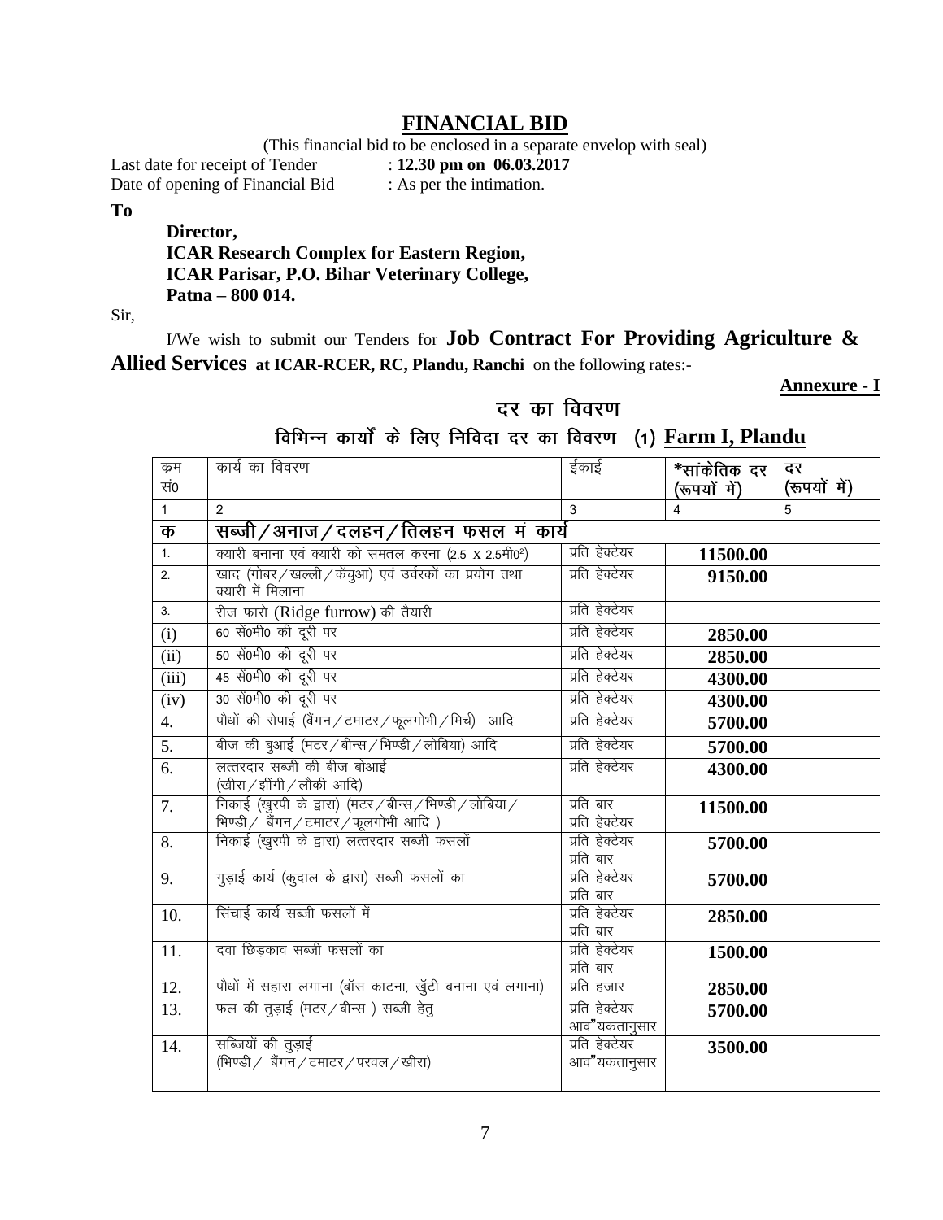# FINANCIAL BID

(This financial bid to be enclosed in a separate envelop with seal)

Last date for receipt of Tender : **12.30 pm on 06.03.2017**
Date of opening of Financial Bid : As per the intimation.

**To**

**Director,**
**ICAR Research Complex for Eastern Region,**
**ICAR Parisar, P.O. Bihar Veterinary College,**
**Patna – 800 014.**

Sir,

I/We wish to submit our Tenders for **Job Contract For Providing Agriculture & Allied Services at ICAR-RCER, RC, Plandu, Ranchi** on the following rates:-

**Annexure - I**

## दर का विवरण

### विभिन्न कार्यों के लिए निविदा दर का विवरण (1) Farm I, Plandu

| क्रम सं0 | कार्य का विवरण | ईकाई | *सांकेतिक दर (रूपयों में) | दर (रूपयों में) |
|---|---|---|---|---|
| 1 | 2 | 3 | 4 | 5 |
| **क** | **सब्जी/अनाज/दलहन/तिलहन फसल मं कार्य** | | | |
| 1. | क्यारी बनाना एवं क्यारी को समतल करना (2.5 x 2.5मी0²) | प्रति हेक्टेयर | **11500.00** | |
| 2. | खाद (गोबर/खल्ली/केंचुआ) एवं उर्वरकों का प्रयोग तथा क्यारी में मिलाना | प्रति हेक्टेयर | **9150.00** | |
| 3. | रीज फारो (Ridge furrow) की तैयारी | प्रति हेक्टेयर | | |
| (i) | 60 सें0मी0 की दूरी पर | प्रति हेक्टेयर | **2850.00** | |
| (ii) | 50 सें0मी0 की दूरी पर | प्रति हेक्टेयर | **2850.00** | |
| (iii) | 45 सें0मी0 की दूरी पर | प्रति हेक्टेयर | **4300.00** | |
| (iv) | 30 सें0मी0 की दूरी पर | प्रति हेक्टेयर | **4300.00** | |
| 4. | पौधों की रोपाई (बैंगन/टमाटर/फूलगोभी/मिर्च) आदि | प्रति हेक्टेयर | **5700.00** | |
| 5. | बीज की बुआई (मटर/बीन्स/भिण्डी/लोबिया) आदि | प्रति हेक्टेयर | **5700.00** | |
| 6. | लत्तरदार सब्जी की बीज बोआई (खीरा/झींगी/लौकी आदि) | प्रति हेक्टेयर | **4300.00** | |
| 7. | निकाई (खुरपी के द्वारा) (मटर/बीन्स/भिण्डी/लोबिया/भिण्डी/ बैंगन/टमाटर/फूलगोभी आदि ) | प्रति बार प्रति हेक्टेयर | **11500.00** | |
| 8. | निकाई (खुरपी के द्वारा) लत्तरदार सब्जी फसलों | प्रति हेक्टेयर प्रति बार | **5700.00** | |
| 9. | गुड़ाई कार्य (कुदाल के द्वारा) सब्जी फसलों का | प्रति हेक्टेयर प्रति बार | **5700.00** | |
| 10. | सिंचाई कार्य सब्जी फसलों में | प्रति हेक्टेयर प्रति बार | **2850.00** | |
| 11. | दवा छिड़काव सब्जी फसलों का | प्रति हेक्टेयर प्रति बार | **1500.00** | |
| 12. | पौधों में सहारा लगाना (बाँस काटना, खुँटी बनाना एवं लगाना) | प्रति हजार | **2850.00** | |
| 13. | फल की तुड़ाई (मटर/बीन्स ) सब्जी हेतु | प्रति हेक्टेयर आवश्यकतानुसार | **5700.00** | |
| 14. | सब्जियों की तुड़ाई (भिण्डी/ बैंगन/टमाटर/परवल/खीरा) | प्रति हेक्टेयर आवश्यकतानुसार | **3500.00** | |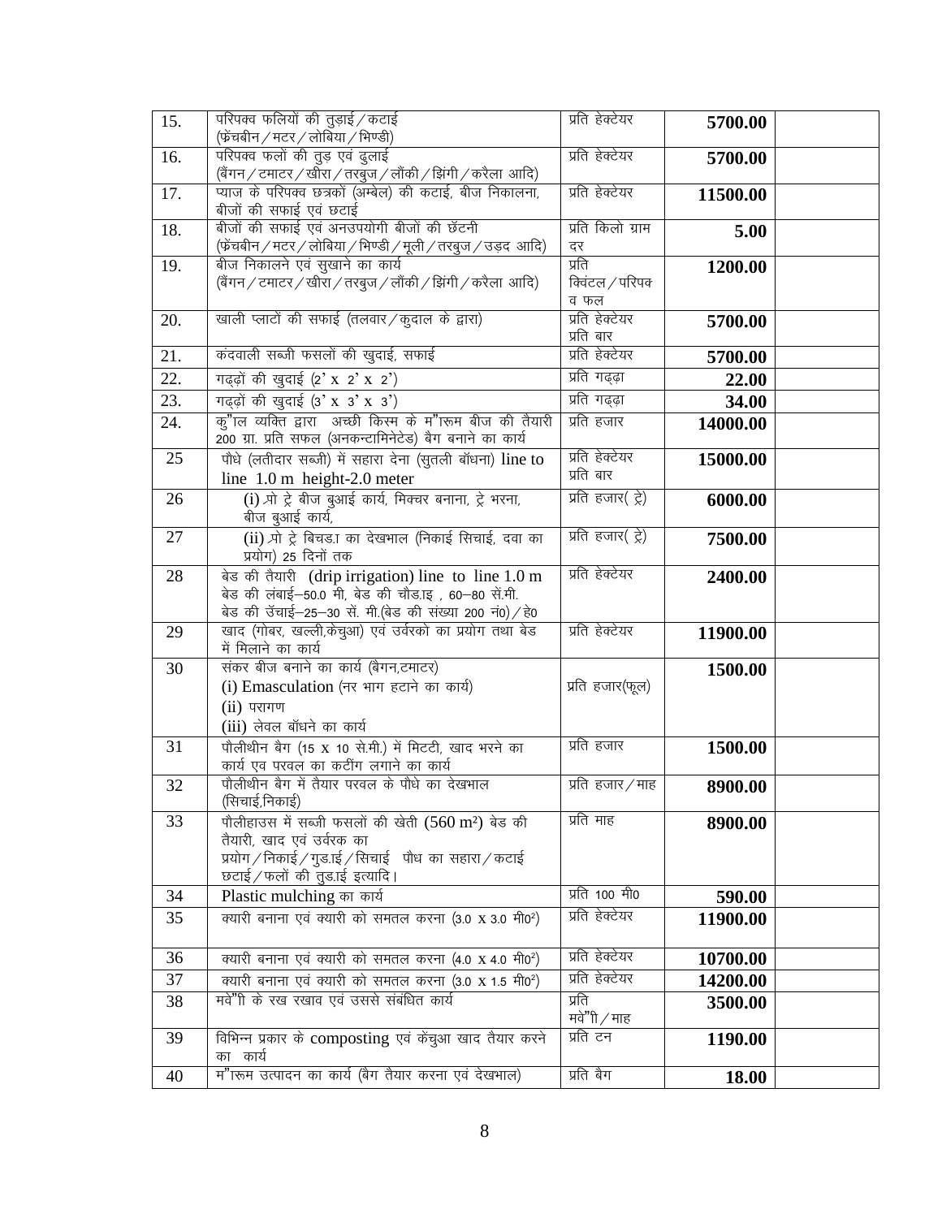| 15. | परिपक्व फलियों की तुड़ाई / कटाई (फ्रेंचबीन / मटर / लोबिया / भिण्डी) | प्रति हेक्टेयर | **5700.00** | |
|---|---|---|---|---|
| 16. | परिपक्व फलों की तुड़ एवं ढुलाई (बैंगन / टमाटर / खीरा / तरबुज / लौंकी / झिंगी / करैला आदि) | प्रति हेक्टेयर | **5700.00** | |
| 17. | प्याज के परिपक्व छत्रकों (अम्बेल) की कटाई, बीज निकालना, बीजों की सफाई एवं छटाई | प्रति हेक्टेयर | **11500.00** | |
| 18. | बीजों की सफाई एवं अनउपयोगी बीजों की छॅटनी (फ्रेंचबीन / मटर / लोबिया / भिण्डी / मूली / तरबुज / उड़द आदि) | प्रति किलो ग्राम दर | **5.00** | |
| 19. | बीज निकालने एवं सुखाने का कार्य (बैंगन / टमाटर / खीरा / तरबुज / लौंकी / झिंगी / करैला आदि) | प्रति क्विंटल / परिपक्व फल | **1200.00** | |
| 20. | खाली प्लाटों की सफाई (तलवार / कुदाल के द्वारा) | प्रति हेक्टेयर प्रति बार | **5700.00** | |
| 21. | कंदवाली सब्जी फसलों की खुदाई, सफाई | प्रति हेक्टेयर | **5700.00** | |
| 22. | गढ्ढ़ों की खुदाई (2' x 2' x 2') | प्रति गढ्ढ़ा | **22.00** | |
| 23. | गढ्ढ़ों की खुदाई (3' x 3' x 3') | प्रति गढ्ढ़ा | **34.00** | |
| 24. | कु"ल व्यक्ति द्वारा अच्छी किस्म के म"ारूम बीज की तैयारी 200 ग्रा. प्रति सफल (अनकन्टामिनेटेड) बैग बनाने का कार्य | प्रति हजार | **14000.00** | |
| 25 | पौधे (लतीदार सब्जी) में सहारा देना (सुतली बॉधना) line to line 1.0 m height-2.0 meter | प्रति हेक्टेयर प्रति बार | **15000.00** | |
| 26 | (i) प्रो ट्रे बीज बुआई कार्य, मिक्चर बनाना, ट्रे भरना, बीज बुआई कार्य, | प्रति हजार( ट्रे) | **6000.00** | |
| 27 | (ii) प्रो ट्रे बिचड़ा का देखभाल (निकाई सिचाई, दवा का प्रयोग) 25 दिनों तक | प्रति हजार( ट्रे) | **7500.00** | |
| 28 | बेड की तैयारी (drip irrigation) line to line 1.0 m बेड की लंबाई–50.0 मी, बेड की चौड़ाइ , 60–80 सें.मी. बेड की उँचाई–25–30 सें. मी.(बेड की संख्या 200 नं0) / हे0 | प्रति हेक्टेयर | **2400.00** | |
| 29 | खाद (गोबर, खल्ली,केचुआ) एवं उर्वरको का प्रयोग तथा बेड में मिलाने का कार्य | प्रति हेक्टेयर | **11900.00** | |
| 30 | संकर बीज बनाने का कार्य (बैगन,टमाटर)<br>(i) Emasculation (नर भाग हटाने का कार्य)<br>(ii) परागण<br>(iii) लेवल बॉधने का कार्य | प्रति हजार(फूल) | **1500.00** | |
| 31 | पौलीथीन बैग (15 x 10 से.मी.) में मिटटी, खाद भरने का कार्य एव परवल का कटींग लगाने का कार्य | प्रति हजार | **1500.00** | |
| 32 | पौलीथीन बैग में तैयार परवल के पौधे का देखभाल (सिचाई,निकाई) | प्रति हजार / माह | **8900.00** | |
| 33 | पौलीहाउस में सब्जी फसलों की खेती (560 $m^2$) बेड की तैयारी, खाद एवं उर्वरक का प्रयोग / निकाई / गुड़ाई / सिचाई पौध का सहारा / कटाई छटाई / फलों की तुड़ाई इत्यादि। | प्रति माह | **8900.00** | |
| 34 | Plastic mulching का कार्य | प्रति 100 मी0 | **590.00** | |
| 35 | क्यारी बनाना एवं क्यारी को समतल करना (3.0 x 3.0 मी0$^2$) | प्रति हेक्टेयर | **11900.00** | |
| 36 | क्यारी बनाना एवं क्यारी को समतल करना (4.0 x 4.0 मी0$^2$) | प्रति हेक्टेयर | **10700.00** | |
| 37 | क्यारी बनाना एवं क्यारी को समतल करना (3.0 x 1.5 मी0$^2$) | प्रति हेक्टेयर | **14200.00** | |
| 38 | मवे"ाी के रख रखाव एवं उससे संबंधित कार्य | प्रति मवे"ाी / माह | **3500.00** | |
| 39 | विभिन्न प्रकार के composting एवं केंचुआ खाद तैयार करने का कार्य | प्रति टन | **1190.00** | |
| 40 | म"ारूम उत्पादन का कार्य (बैग तैयार करना एवं देखभाल) | प्रति बैग | **18.00** | |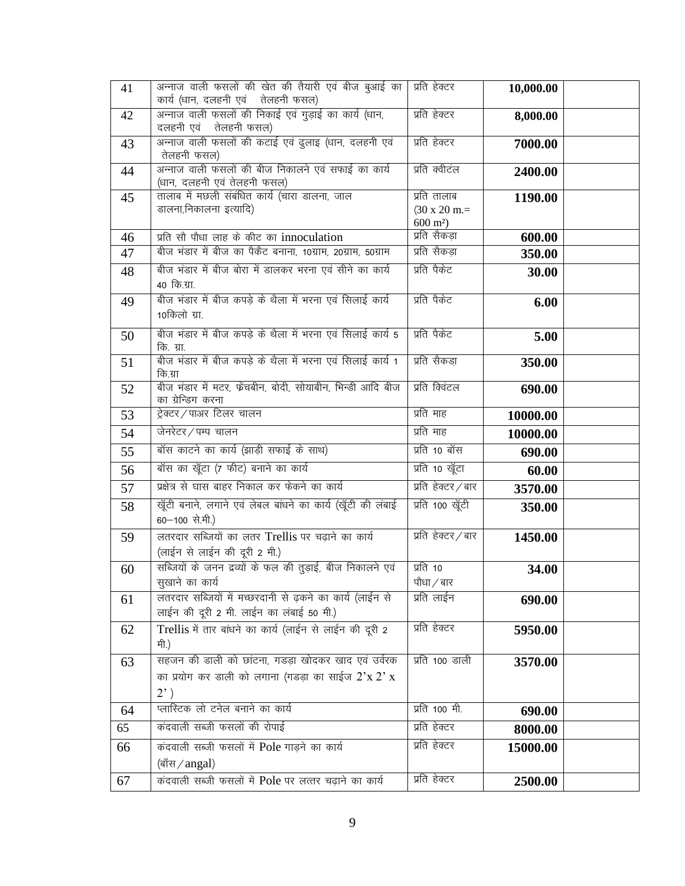| 41 | अन्नाज वाली फसलों की खेत की तैयारी एवं बीज बुआई का कार्य (धान, दलहनी एवं तेलहनी फसल) | प्रति हेक्टर | 10,000.00 | |
|---|---|---|---|---|
| 42 | अन्नाज वाली फसलों की निकाई एवं गुड़ाई का कार्य (धान, दलहनी एवं तेलहनी फसल) | प्रति हेक्टर | 8,000.00 | |
| 43 | अन्नाज वाली फसलों की कटाई एवं ढुलाइ (धान, दलहनी एवं तेलहनी फसल) | प्रति हेक्टर | 7000.00 | |
| 44 | अन्नाज वाली फसलों की बीज निकालने एवं सफाई का कार्य (धान, दलहनी एवं तेलहनी फसल) | प्रति क्वीटंल | 2400.00 | |
| 45 | तालाब में मछली संबंधित कार्य (चारा डालना, जाल डालना,निकालना इत्यादि) | प्रति तालाब (30 x 20 m.= 600 m²) | 1190.00 | |
| 46 | प्रति सौ पौधा लाह के कीट का innoculation | प्रति सैकड़ा | 600.00 | |
| 47 | बीज भंडार में बीज का पैकैट बनाना, 10ग्राम, 20ग्राम, 50ग्राम | प्रति सैकड़ा | 350.00 | |
| 48 | बीज भंडार में बीज बोरा में डालकर भरना एवं सीने का कार्य 40 कि.ग्रा. | प्रति पैकेट | 30.00 | |
| 49 | बीज भंडार में बीज कपड़े के थैला में भरना एवं सिलाई कार्य 10किलो ग्रा. | प्रति पैकेट | 6.00 | |
| 50 | बीज भंडार में बीज कपड़े के थैला में भरना एवं सिलाई कार्य 5 कि. ग्रा. | प्रति पैकेट | 5.00 | |
| 51 | बीज भंडार में बीज कपड़े के थैला में भरना एवं सिलाई कार्य 1 कि.ग्रा | प्रति सैकड़ा | 350.00 | |
| 52 | बीज भंडार में मटर, फ्रेंचबीन, बोदी, सोयाबीन, भिन्डी आदि बीज का ग्रेन्डिग करना | प्रति क्विंटल | 690.00 | |
| 53 | ट्रेक्टर/पाअर टिलर चालन | प्रति माह | 10000.00 | |
| 54 | जेनरेटर/पम्प चालन | प्रति माह | 10000.00 | |
| 55 | बॉस काटने का कार्य (झाड़ी सफाई के साथ) | प्रति 10 बॉस | 690.00 | |
| 56 | बॉस का खूँटा (7 फीट) बनाने का कार्य | प्रति 10 खूँटा | 60.00 | |
| 57 | प्रक्षेत्र से घास बाहर निकाल कर फेकने का कार्य | प्रति हेक्टर/बार | 3570.00 | |
| 58 | खूँटी बनाने, लगाने एवं लेबल बांधने का कार्य (खूँटी की लंबाई 60–100 से.मी.) | प्रति 100 खूँटी | 350.00 | |
| 59 | लतरदार सब्जियों का लतर Trellis पर चढ़ाने का कार्य (लाईन से लाईन की दूरी 2 मी.) | प्रति हेक्टर/बार | 1450.00 | |
| 60 | सब्जियों के जनन द्रव्यों के फल की तुड़ाई, बीज निकालने एवं सुखाने का कार्य | प्रति 10 पौधा/बार | 34.00 | |
| 61 | लतरदार सब्जियों में मच्छरदानी से ढ़कने का कार्य (लाईन से लाईन की दूरी 2 मी. लाईन का लंबाई 50 मी.) | प्रति लाईन | 690.00 | |
| 62 | Trellis में तार बांधने का कार्य (लाईन से लाईन की दूरी 2 मी.) | प्रति हेक्टर | 5950.00 | |
| 63 | सहजन की डाली को छांटना, गडड़ा खोदकर खाद एवं उर्वरक का प्रयोग कर डाली को लगाना (गडड़ा का साईज 2'x 2' x 2' ) | प्रति 100 डाली | 3570.00 | |
| 64 | प्लास्टिक लो टनेल बनाने का कार्य | प्रति 100 मी. | 690.00 | |
| 65 | कंदवाली सब्जी फसलों की रोपाई | प्रति हेक्टर | 8000.00 | |
| 66 | कंदवाली सब्जी फसलों में Pole गाड़ने का कार्य (बाँस/angal) | प्रति हेक्टर | 15000.00 | |
| 67 | कंदवाली सब्जी फसलों में Pole पर लत्तर चढ़ाने का कार्य | प्रति हेक्टर | 2500.00 | |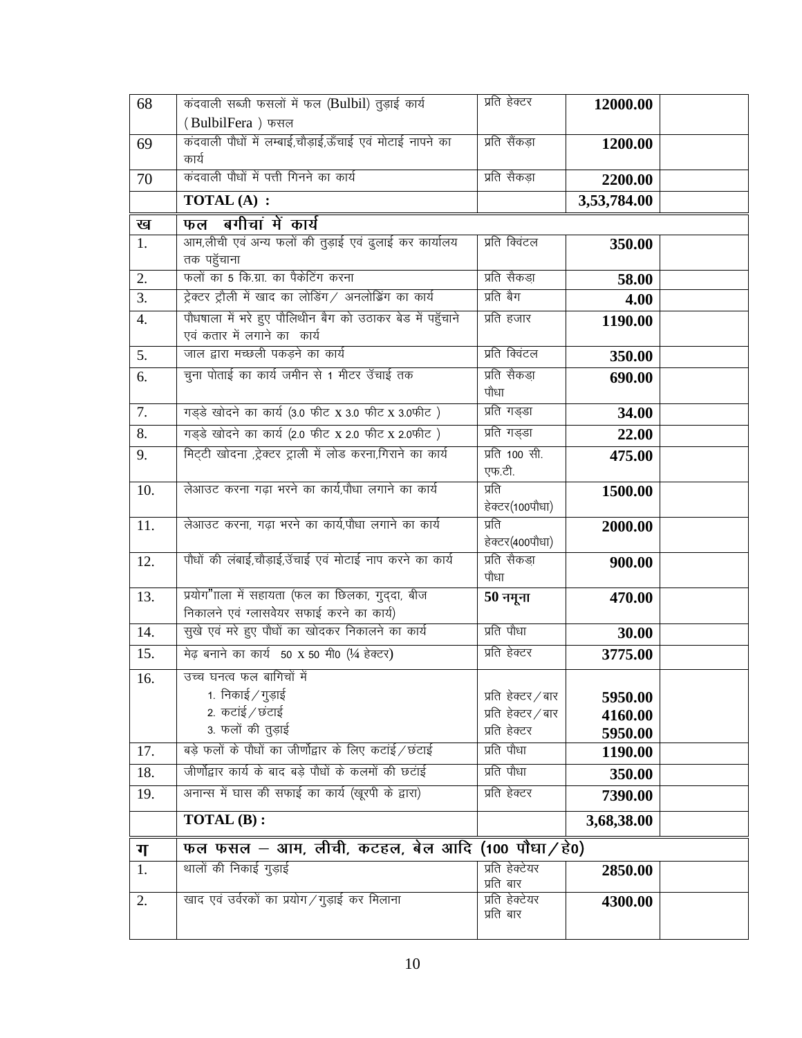| | | | | |
|---|---|---|---|---|
| 68 | कंदवाली सब्जी फसलों में फल (Bulbil) तुड़ाई कार्य (BulbilFera) फसल | प्रति हेक्टर | **12000.00** | |
| 69 | कंदवाली पौधों में लम्बाई,चौड़ाई,ऊँचाई एवं मोटाई नापने का कार्य | प्रति सैंकड़ा | **1200.00** | |
| 70 | कंदवाली पौधों में पत्ती गिनने का कार्य | प्रति सैकड़ा | **2200.00** | |
| | **TOTAL (A) :** | | **3,53,784.00** | |
| **ख** | **फल बगीचां में कार्य** | | | |
| 1. | आम,लीची एवं अन्य फलों की तुड़ाई एवं ढुलाई कर कार्यालय तक पहुँचाना | प्रति क्विंटल | **350.00** | |
| 2. | फलों का 5 कि.ग्रा. का पैकेटिंग करना | प्रति सैकड़ा | **58.00** | |
| 3. | ट्रेक्टर ट्रौली में खाद का लोडिंग / अनलोडिंग का कार्य | प्रति बैग | **4.00** | |
| 4. | पौधषाला में भरे हुए पौलिथीन बैग को उठाकर बेड में पहुँचाने एवं कतार में लगाने का कार्य | प्रति हजार | **1190.00** | |
| 5. | जाल द्वारा मच्छली पकड़ने का कार्य | प्रति क्विंटल | **350.00** | |
| 6. | चुना पोताई का कार्य जमीन से 1 मीटर उँचाई तक | प्रति सैकड़ा पौधा | **690.00** | |
| 7. | गड्डे खोदने का कार्य (3.0 फीट X 3.0 फीट X 3.0फीट) | प्रति गड्डा | **34.00** | |
| 8. | गड्डे खोदने का कार्य (2.0 फीट X 2.0 फीट X 2.0फीट) | प्रति गड्डा | **22.00** | |
| 9. | मिट्टी खोदना ,ट्रेक्टर ट्राली में लोड करना,गिराने का कार्य | प्रति 100 सी. एफ.टी. | **475.00** | |
| 10. | लेआउट करना गढ़ा भरने का कार्य,पौधा लगाने का कार्य | प्रति हेक्टर(100पौधा) | **1500.00** | |
| 11. | लेआउट करना, गढ़ा भरने का कार्य,पौधा लगाने का कार्य | प्रति हेक्टर(400पौधा) | **2000.00** | |
| 12. | पौधों की लंबाई,चौड़ाई,उँचाई एवं मोटाई नाप करने का कार्य | प्रति सैकड़ा पौधा | **900.00** | |
| 13. | प्रयोग"ााला में सहायता (फल का छिलका, गुदा, बीज निकालने एवं ग्लासवेयर सफाई करने का कार्य) | **50 नमूना** | **470.00** | |
| 14. | सुखे एवं मरे हुए पौधों का खोदकर निकालने का कार्य | प्रति पौधा | **30.00** | |
| 15. | मेढ़ बनाने का कार्य 50 X 50 मी0 (¼ हेक्टर) | प्रति हेक्टर | **3775.00** | |
| 16. | उच्च घनत्व फल बागिचों में<br>1. निकाई / गुड़ाई<br>2. कटांई / छंटाई<br>3. फलों की तुड़ाई | <br>प्रति हेक्टर / बार<br>प्रति हेक्टर / बार<br>प्रति हेक्टर | <br>**5950.00**<br>**4160.00**<br>**5950.00** | |
| 17. | बड़े फलों के पौधों का जीर्णोद्वार के लिए कटांई / छंटाई | प्रति पौधा | **1190.00** | |
| 18. | जीर्णोद्वार कार्य के बाद बड़े पौधों के कलमों की छटांई | प्रति पौधा | **350.00** | |
| 19. | अनान्स में घास की सफाई का कार्य (खूरपी के द्वारा) | प्रति हेक्टर | **7390.00** | |
| | **TOTAL (B) :** | | **3,68,38.00** | |
| **ग** | **फल फसल – आम, लीची, कटहल, बेल आदि (100 पौधा / हे0)** | | | |
| 1. | थालों की निकाई गुड़ाई | प्रति हेक्टेयर प्रति बार | **2850.00** | |
| 2. | खाद एवं उर्वरकों का प्रयोग / गुड़ाई कर मिलाना | प्रति हेक्टेयर प्रति बार | **4300.00** | |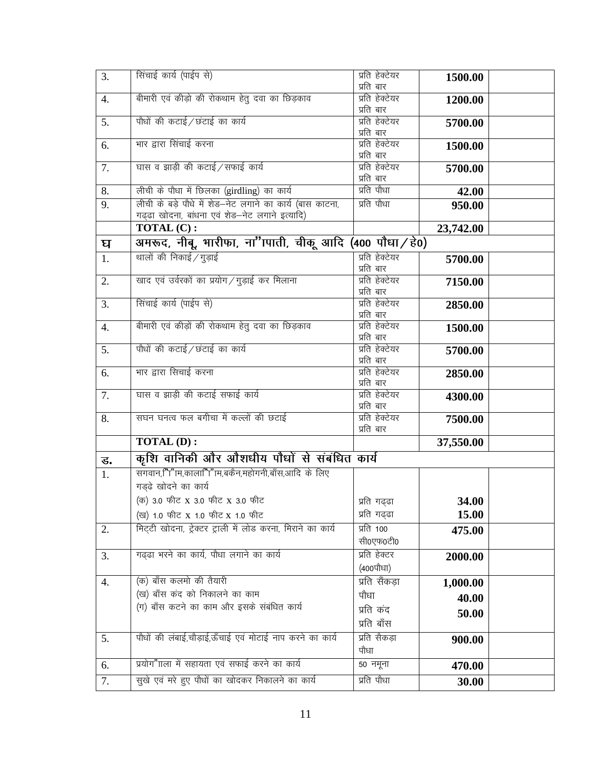| | | | | |
|---|---|---|---|---|
| 3. | सिंचाई कार्य (पाईप से) | प्रति हेक्टेयर प्रति बार | **1500.00** | |
| 4. | बीमारी एवं कीड़ो की रोकथाम हेतु दवा का छिड़काव | प्रति हेक्टेयर प्रति बार | **1200.00** | |
| 5. | पौधों की कटाई / छंटाई का कार्य | प्रति हेक्टेयर प्रति बार | **5700.00** | |
| 6. | भार द्वारा सिंचाई करना | प्रति हेक्टेयर प्रति बार | **1500.00** | |
| 7. | घास व झाड़ी की कटाई / सफाई कार्य | प्रति हेक्टेयर प्रति बार | **5700.00** | |
| 8. | लीची के पौधा में छिलका (girdling) का कार्य | प्रति पौधा | **42.00** | |
| 9. | लीची के बड़े पौधे में शेड–नेट लगाने का कार्य (बास काटना, गढ़ढा खोदना, बांधना एवं शेड–नेट लगाने इत्यादि) | प्रति पौधा | **950.00** | |
| | **TOTAL (C) :** | | **23,742.00** | |
| **घ** | **अमरूद, नीबू, भारीफा, ना"ापाती, चीकू आदि (400 पौधा / हे0)** | | | |
| 1. | थालों की निकाई / गुड़ाई | प्रति हेक्टेयर प्रति बार | **5700.00** | |
| 2. | खाद एवं उर्वरकों का प्रयोग / गुड़ाई कर मिलाना | प्रति हेक्टेयर प्रति बार | **7150.00** | |
| 3. | सिंचाई कार्य (पाईप से) | प्रति हेक्टेयर प्रति बार | **2850.00** | |
| 4. | बीमारी एवं कीड़ों की रोकथाम हेतु दवा का छिड़काव | प्रति हेक्टेयर प्रति बार | **1500.00** | |
| 5. | पौधों की कटाई / छंटाई का कार्य | प्रति हेक्टेयर प्रति बार | **5700.00** | |
| 6. | भार द्वारा सिचाई करना | प्रति हेक्टेयर प्रति बार | **2850.00** | |
| 7. | घास व झाड़ी की कटाई सफाई कार्य | प्रति हेक्टेयर प्रति बार | **4300.00** | |
| 8. | सघन घनत्व फल बगीचा में कल्लों की छटाई | प्रति हेक्टेयर प्रति बार | **7500.00** | |
| | **TOTAL (D) :** | | **37,550.00** | |
| **ड.** | **कृशि वानिकी और औशधीय पौधों से संबंधित कार्य** | | | |
| 1. | सगवान,ि"ा"ाम,कालाि"ा"ाम,बकैन,महोगनी,बाँस,आदि के लिए गड्ढे खोदने का कार्य<br>(क) 3.0 फीट x 3.0 फीट x 3.0 फीट<br>(ख) 1.0 फीट x 1.0 फीट x 1.0 फीट | <br><br>प्रति गढ्ढा<br>प्रति गढ्ढा | <br><br>**34.00**<br>**15.00** | |
| 2. | मिट्टी खोदना, ट्रेक्टर ट्राली में लोड करना, मिराने का कार्य | प्रति 100 सी0एफ0टी0 | **475.00** | |
| 3. | गढ्ढा भरने का कार्य, पौधा लगाने का कार्य | प्रति हेक्टर (400पौधा) | **2000.00** | |
| 4. | (क) बाँस कलमो की तैयारी<br>(ख) बाँस कंद को निकालने का काम<br>(ग) बाँस कटने का काम और इसके संबंधित कार्य | प्रति सैंकड़ा पौधा<br>प्रति कंद<br>प्रति बाँस | **1,000.00**<br>**40.00**<br>**50.00** | |
| 5. | पौधों की लंबाई,चौड़ाई,ऊँचाई एवं मोटाई नाप करने का कार्य | प्रति सैकड़ा पौधा | **900.00** | |
| 6. | प्रयोग"ाला में सहायता एवं सफाई करने का कार्य | 50 नमूना | **470.00** | |
| 7. | सुखे एवं मरे हुए पौधों का खोदकर निकालने का कार्य | प्रति पौधा | **30.00** | |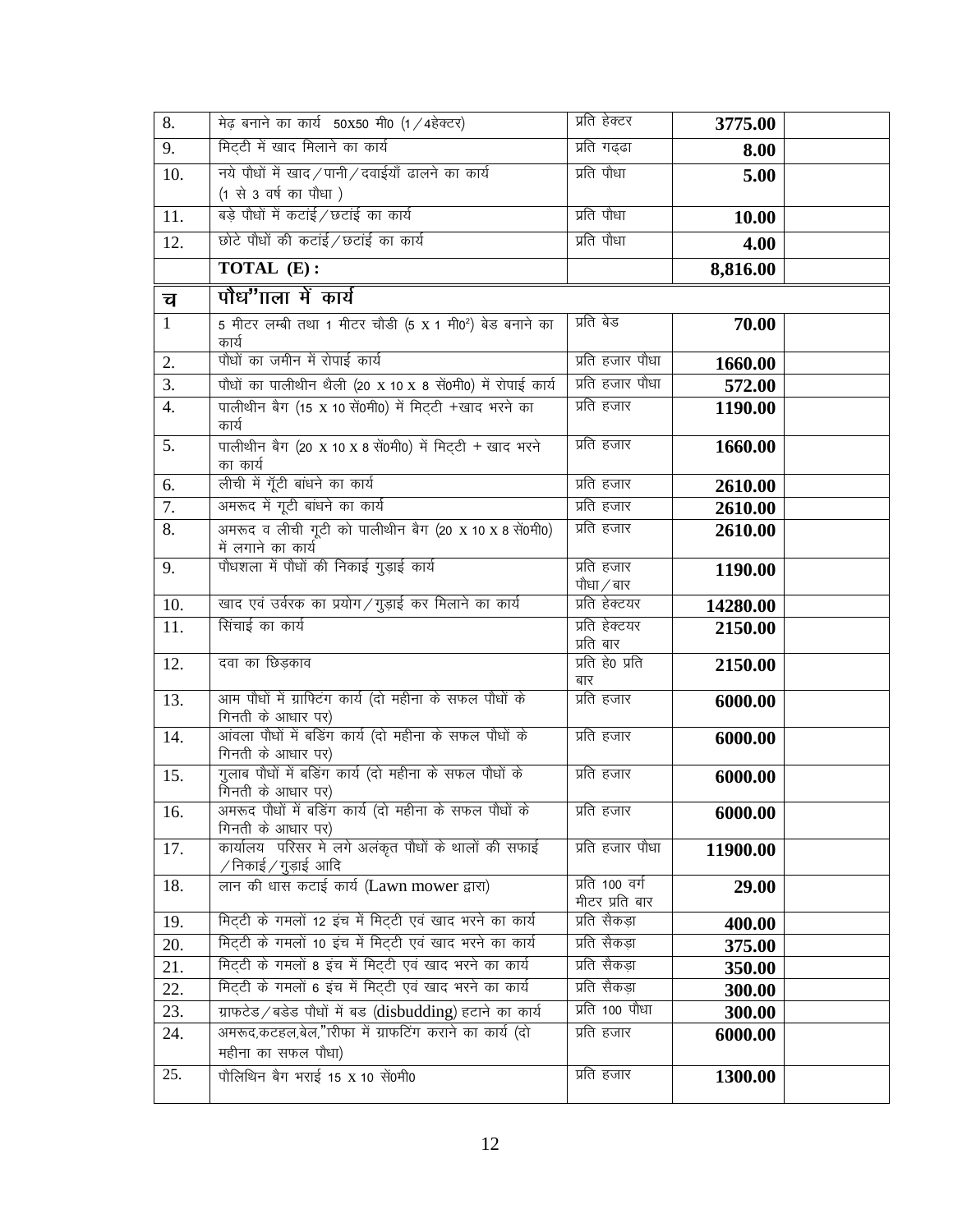| 8. | मेढ़ बनाने का कार्य 50X50 मी0 (1/4हेक्टर) | प्रति हेक्टर | 3775.00 | |
|---|---|---|---|---|
| 9. | मिट्टी में खाद मिलाने का कार्य | प्रति गढ्ढा | 8.00 | |
| 10. | नये पौधों में खाद/पानी/दवाईयाँ ढालने का कार्य (1 से 3 वर्ष का पौधा) | प्रति पौधा | 5.00 | |
| 11. | बड़े पौधों में कटाई/छटाई का कार्य | प्रति पौधा | 10.00 | |
| 12. | छोटे पौधों की कटाई/छटाई का कार्य | प्रति पौधा | 4.00 | |
| | **TOTAL (E) :** | | **8,816.00** | |
| **च** | **पौध"ाला में कार्य** | | | |
| 1 | 5 मीटर लम्बी तथा 1 मीटर चौडी (5 X 1 मी0²) बेड बनाने का कार्य | प्रति बेड | 70.00 | |
| 2. | पौधों का जमीन में रोपाई कार्य | प्रति हजार पौधा | 1660.00 | |
| 3. | पौधों का पालीथीन थैली (20 X 10 X 8 सें0मी0) में रोपाई कार्य | प्रति हजार पौधा | 572.00 | |
| 4. | पालीथीन बैग (15 X 10 सें0मी0) में मिट्टी +खाद भरने का कार्य | प्रति हजार | 1190.00 | |
| 5. | पालीथीन बैग (20 X 10 X 8 सें0मी0) में मिट्टी + खाद भरने का कार्य | प्रति हजार | 1660.00 | |
| 6. | लीची में गूँटी बांधने का कार्य | प्रति हजार | 2610.00 | |
| 7. | अमरूद में गूटी बांधने का कार्य | प्रति हजार | 2610.00 | |
| 8. | अमरूद व लीची गूटी को पालीथीन बैग (20 X 10 X 8 सें0मी0) में लगाने का कार्य | प्रति हजार | 2610.00 | |
| 9. | पौधशला में पौधों की निकाई गुड़ाई कार्य | प्रति हजार पौधा/बार | 1190.00 | |
| 10. | खाद एवं उर्वरक का प्रयोग/गुड़ाई कर मिलाने का कार्य | प्रति हेक्टयर | 14280.00 | |
| 11. | सिंचाई का कार्य | प्रति हेक्टयर प्रति बार | 2150.00 | |
| 12. | दवा का छिड़काव | प्रति हे0 प्रति बार | 2150.00 | |
| 13. | आम पौधों में ग्राफ्टिंग कार्य (दो महीना के सफल पौधों के गिनती के आधार पर) | प्रति हजार | 6000.00 | |
| 14. | आंवला पौधों में बडिंग कार्य (दो महीना के सफल पौधों के गिनती के आधार पर) | प्रति हजार | 6000.00 | |
| 15. | गुलाब पौधों में बडिंग कार्य (दो महीना के सफल पौधों के गिनती के आधार पर) | प्रति हजार | 6000.00 | |
| 16. | अमरूद पौधों में बडिंग कार्य (दो महीना के सफल पौधों के गिनती के आधार पर) | प्रति हजार | 6000.00 | |
| 17. | कार्यालय परिसर मे लगे अलंकृत पौधों के थालों की सफाई/निकाई/गुड़ाई आदि | प्रति हजार पौधा | 11900.00 | |
| 18. | लान की धास कटाई कार्य (Lawn mower द्वारा) | प्रति 100 वर्ग मीटर प्रति बार | 29.00 | |
| 19. | मिट्टी के गमलों 12 इंच में मिट्टी एवं खाद भरने का कार्य | प्रति सैकड़ा | 400.00 | |
| 20. | मिट्टी के गमलों 10 इंच में मिट्टी एवं खाद भरने का कार्य | प्रति सैकड़ा | 375.00 | |
| 21. | मिट्टी के गमलों 8 इंच में मिट्टी एवं खाद भरने का कार्य | प्रति सैकड़ा | 350.00 | |
| 22. | मिट्टी के गमलों 6 इंच में मिट्टी एवं खाद भरने का कार्य | प्रति सैकड़ा | 300.00 | |
| 23. | ग्राफटेड/बडेड पौधों में बड (disbudding) हटाने का कार्य | प्रति 100 पौधा | 300.00 | |
| 24. | अमरूद,कटहल,बेल,"रीफा में ग्राफटिंग कराने का कार्य (दो महीना का सफल पौधा) | प्रति हजार | 6000.00 | |
| 25. | पौलिथिन बैग भराई 15 X 10 सें0मी0 | प्रति हजार | 1300.00 | |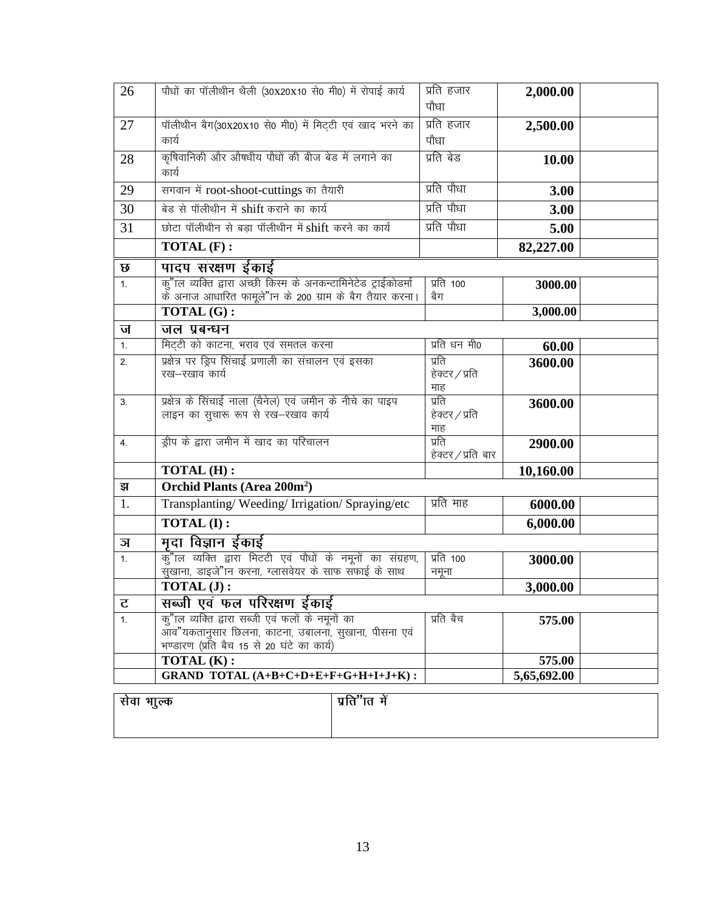| | | | | |
|---|---|---|---|---|
| 26 | पौधों का पॉलीथीन थैली (30X20X10 से0 मी0) में रोपाई कार्य | प्रति हजार पौधा | **2,000.00** | |
| 27 | पॉलीथीन बैग(30X20X10 से0 मी0) में मिट्टी एवं खाद भरने का कार्य | प्रति हजार पौधा | **2,500.00** | |
| 28 | कृषिवानिकी और औषधीय पौधों की बीज बेड में लगाने का कार्य | प्रति बेड | **10.00** | |
| 29 | सगवान में root-shoot-cuttings का तैयारी | प्रति पौधा | **3.00** | |
| 30 | बेड से पॉलीथीन में shift कराने का कार्य | प्रति पौधा | **3.00** | |
| 31 | छोटा पॉलीथीन से बड़ा पॉलीथीन में shift करने का कार्य | प्रति पौधा | **5.00** | |
| | **TOTAL (F) :** | | **82,227.00** | |
| **छ** | **पादप संरक्षण ईकाई** | | | |
| 1. | कु"ाल व्यक्ति द्वारा अच्छी किस्म के अनकन्टामिनेटेड ट्राईकोडर्मा के अनाज आधारित फामूले"ान के 200 ग्राम के बैग तैयार करना। | प्रति 100 बैग | **3000.00** | |
| | **TOTAL (G) :** | | **3,000.00** | |
| **ज** | **जल प्रबन्धन** | | | |
| 1. | मिट्टी को काटना, भराव एवं समतल करना | प्रति धन मी0 | **60.00** | |
| 2. | प्रक्षेत्र पर ड्रिप सिंचाई प्रणाली का संचालन एवं इसका रख–रखाव कार्य | प्रति हेक्टर / प्रति माह | **3600.00** | |
| 3. | प्रक्षेत्र के सिंचाई नाला (चैनेल) एवं जमीन के नीचे का पाइप लाइन का सुचारू रूप से रख–रखाव कार्य | प्रति हेक्टर / प्रति माह | **3600.00** | |
| 4. | ड्रीप के द्वारा जमीन में खाद का परिचालन | प्रति हेक्टर / प्रति बार | **2900.00** | |
| | **TOTAL (H) :** | | **10,160.00** | |
| **झ** | **Orchid Plants (Area 200m²)** | | | |
| 1. | Transplanting/ Weeding/ Irrigation/ Spraying/etc | प्रति माह | **6000.00** | |
| | **TOTAL (I) :** | | **6,000.00** | |
| **ञ** | **मृदा विज्ञान ईकाई** | | | |
| 1. | कु"ाल व्यक्ति द्वारा मिटटी एवं पौधों के नमूनों का संग्रहण, सुखाना, डाइजे"ान करना, ग्लासवेयर के साफ सफाई के साथ | प्रति 100 नमूना | **3000.00** | |
| | **TOTAL (J) :** | | **3,000.00** | |
| **ट** | **सब्जी एवं फल परिरक्षण ईकाई** | | | |
| 1. | कु"ाल व्यक्ति द्वारा सब्जी एवं फलों के नमूनों का आव"यकतानुसार छिलना, काटना, उबालना, सुखाना, पीसना एवं भण्डारण (प्रति बैच 15 से 20 घंटे का कार्य) | प्रति बैच | **575.00** | |
| | **TOTAL (K) :** | | **575.00** | |
| | **GRAND TOTAL (A+B+C+D+E+F+G+H+I+J+K) :** | | **5,65,692.00** | |

| सेवा भुल्क | प्रति"ात में |
|---|---|
| | |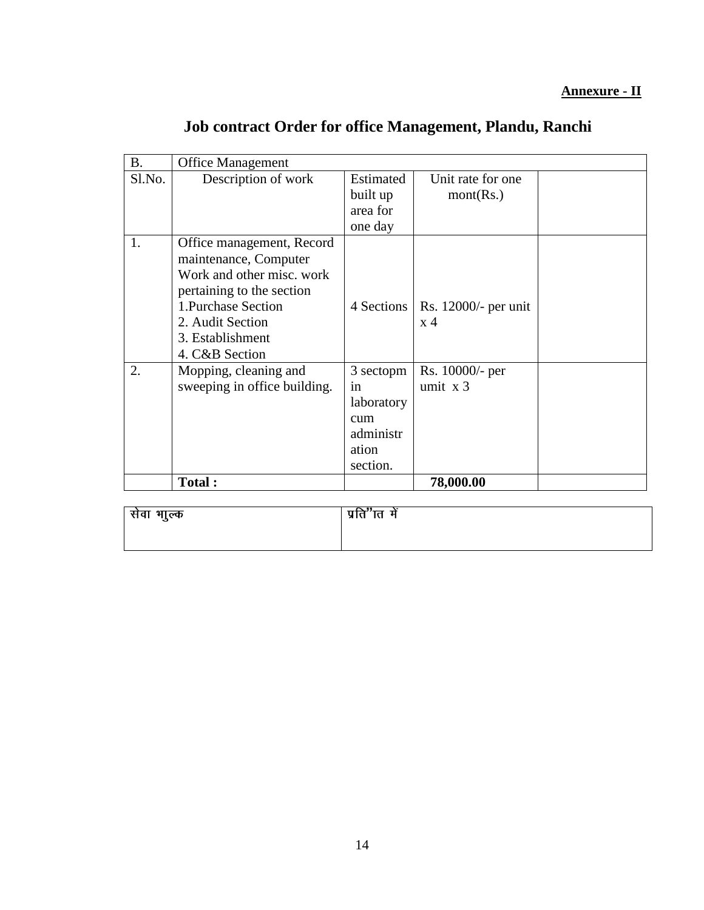**Annexure - II**

# Job contract Order for office Management, Plandu, Ranchi

| B. | Office Management | | | |
|---|---|---|---|---|
| Sl.No. | Description of work | Estimated built up area for one day | Unit rate for one mont(Rs.) | |
| 1. | Office management, Record maintenance, Computer Work and other misc. work pertaining to the section<br>1.Purchase Section<br>2. Audit Section<br>3. Establishment<br>4. C&B Section | 4 Sections | Rs. 12000/- per unit x 4 | |
| 2. | Mopping, cleaning and sweeping in office building. | 3 sectopm in laboratory cum administration section. | Rs. 10000/- per umit x 3 | |
| | **Total :** | | **78,000.00** | |

| सेवा भाुल्क | प्रति”ात में |
|---|---|
| | |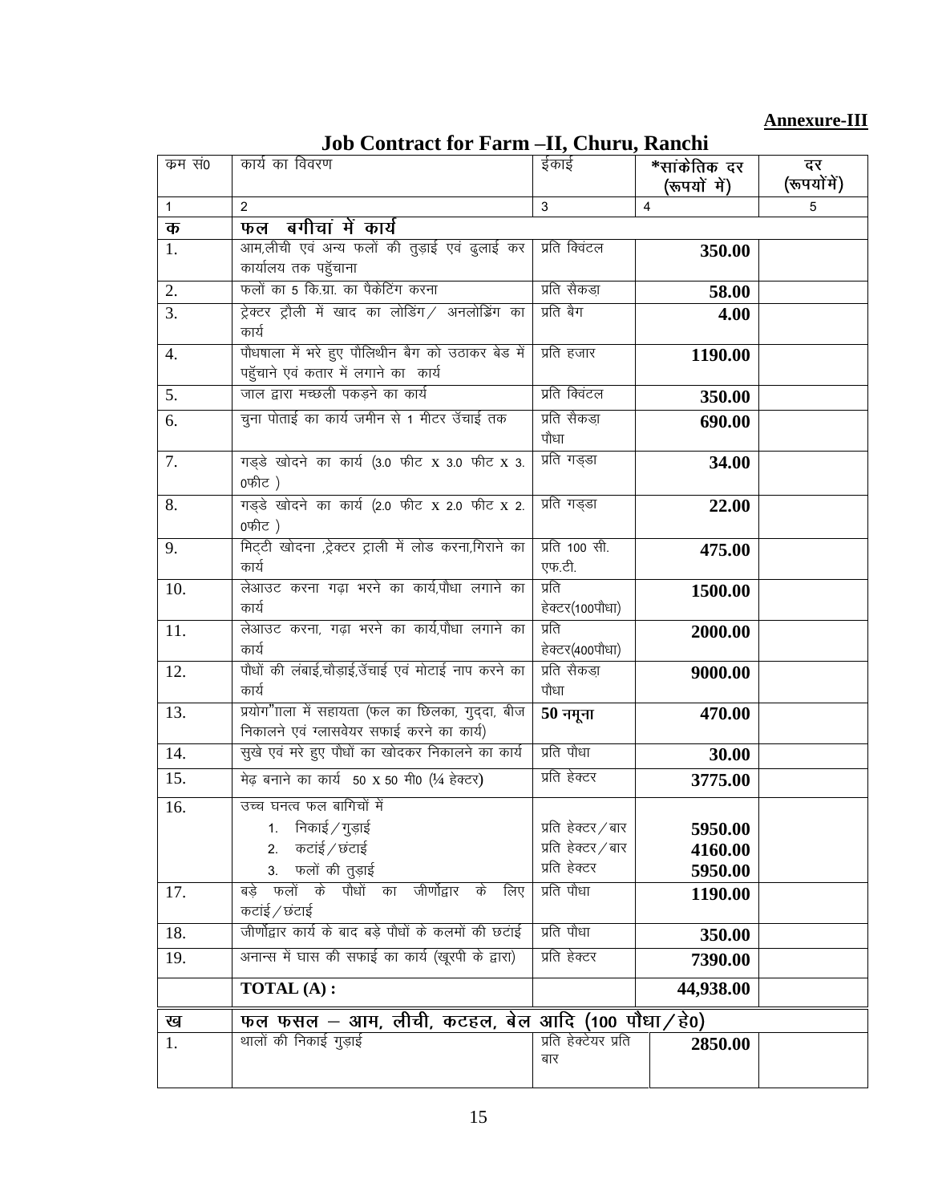**Annexure-III**

# Job Contract for Farm –II, Churu, Ranchi

| कम सं0 | कार्य का विवरण | ईकाई | *सांकेतिक दर (रूपयों में) | दर (रूपयोंमें) |
|---|---|---|---|---|
| 1 | 2 | 3 | 4 | 5 |
| **क** | **फल बगीचां में कार्य** | | | |
| 1. | आम,लीची एवं अन्य फलों की तुड़ाई एवं ढुलाई कर कार्यालय तक पहुॅचाना | प्रति क्विंटल | **350.00** | |
| 2. | फलों का 5 कि.ग्रा. का पैकेटिंग करना | प्रति सैकड़ा | **58.00** | |
| 3. | ट्रेक्टर ट्रौली में खाद का लोडिंग / अनलोड्रिंग का कार्य | प्रति बैग | **4.00** | |
| 4. | पौधषाला में भरे हुए पौलिथीन बैग को उठाकर बेड में पहुॅचाने एवं कतार में लगाने का कार्य | प्रति हजार | **1190.00** | |
| 5. | जाल द्वारा मच्छली पकड़ने का कार्य | प्रति क्विंटल | **350.00** | |
| 6. | चुना पोताई का कार्य जमीन से 1 मीटर उॅचाई तक | प्रति सैकड़ा पौधा | **690.00** | |
| 7. | गड्डे खोदने का कार्य (3.0 फीट x 3.0 फीट x 3.0फीट ) | प्रति गड्डा | **34.00** | |
| 8. | गड्डे खोदने का कार्य (2.0 फीट x 2.0 फीट x 2.0फीट ) | प्रति गड्डा | **22.00** | |
| 9. | मिट्टी खोदना ,ट्रेक्टर ट्राली में लोड करना,गिराने का कार्य | प्रति 100 सी.एफ.टी. | **475.00** | |
| 10. | लेआउट करना गढ़ा भरने का कार्य,पौधा लगाने का कार्य | प्रति हेक्टर(100पौधा) | **1500.00** | |
| 11. | लेआउट करना, गढ़ा भरने का कार्य,पौधा लगाने का कार्य | प्रति हेक्टर(400पौधा) | **2000.00** | |
| 12. | पौधों की लंबाई,चौड़ाई,उॅचाई एवं मोटाई नाप करने का कार्य | प्रति सैकड़ा पौधा | **9000.00** | |
| 13. | प्रयोग"ाला में सहायता (फल का छिलका, गुद्दा, बीज निकालने एवं ग्लासवेयर सफाई करने का कार्य) | **50 नमूना** | **470.00** | |
| 14. | सुखे एवं मरे हुए पौधों का खोदकर निकालने का कार्य | प्रति पौधा | **30.00** | |
| 15. | मेढ़ बनाने का कार्य 50 x 50 मी0 (¼ हेक्टर) | प्रति हेक्टर | **3775.00** | |
| 16. | उच्च घनत्व फल बागिचों में<br>1. निकाई / गुड़ाई<br>2. कटाई / छंटाई<br>3. फलों की तुड़ाई | <br>प्रति हेक्टर / बार<br>प्रति हेक्टर / बार<br>प्रति हेक्टर | <br>**5950.00**<br>**4160.00**<br>**5950.00** | |
| 17. | बड़े फलों के पौधों का जीर्णोद्वार के लिए कटांई / छंटाई | प्रति पौधा | **1190.00** | |
| 18. | जीर्णोद्वार कार्य के बाद बड़े पौधों के कलमों की छटांई | प्रति पौधा | **350.00** | |
| 19. | अनान्स में घास की सफाई का कार्य (खूरपी के द्वारा) | प्रति हेक्टर | **7390.00** | |
| | **TOTAL (A) :** | | **44,938.00** | |
| **ख** | **फल फसल – आम, लीची, कटहल, बेल आदि (100 पौधा / हे0)** | | | |
| 1. | थालों की निकाई गुड़ाई | प्रति हेक्टेयर प्रति बार | **2850.00** | |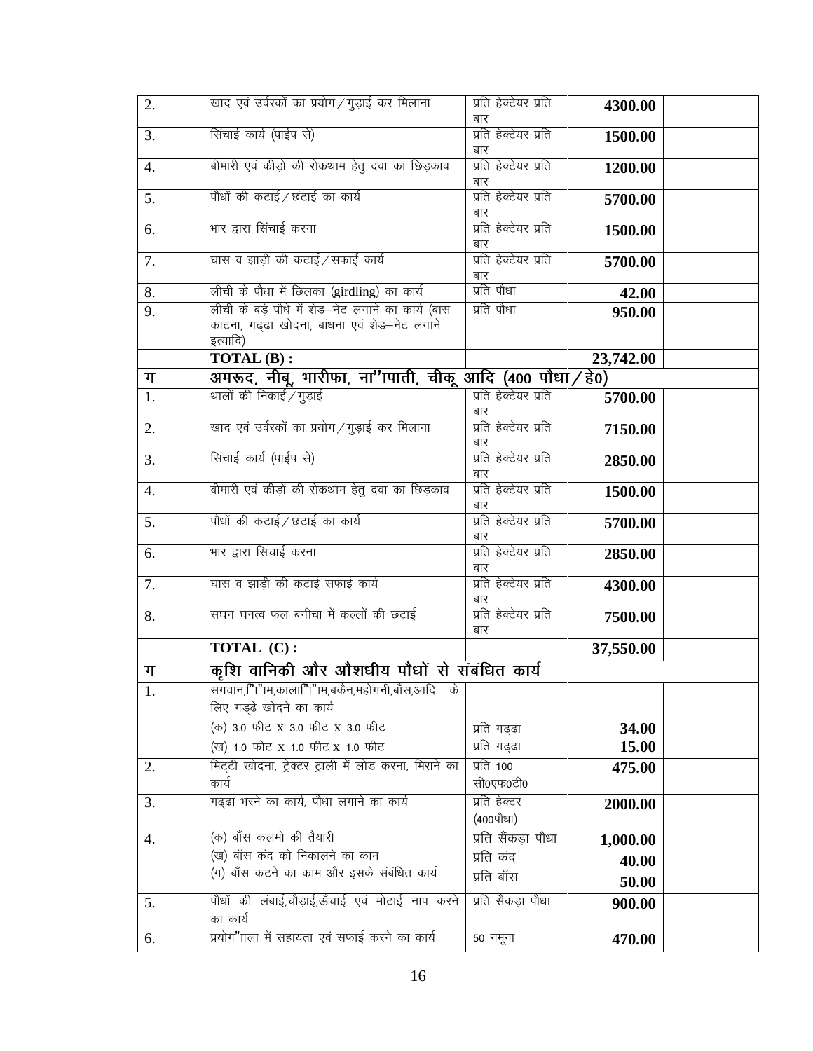| | | | | |
|---|---|---|---|---|
| 2. | खाद एवं उर्वरकों का प्रयोग / गुड़ाई कर मिलाना | प्रति हेक्टेयर प्रति बार | 4300.00 | |
| 3. | सिंचाई कार्य (पाईप से) | प्रति हेक्टेयर प्रति बार | 1500.00 | |
| 4. | बीमारी एवं कीड़ो की रोकथाम हेतु दवा का छिड़काव | प्रति हेक्टेयर प्रति बार | 1200.00 | |
| 5. | पौधों की कटाई / छंटाई का कार्य | प्रति हेक्टेयर प्रति बार | 5700.00 | |
| 6. | भार द्वारा सिंचाई करना | प्रति हेक्टेयर प्रति बार | 1500.00 | |
| 7. | घास व झाड़ी की कटाई / सफाई कार्य | प्रति हेक्टेयर प्रति बार | 5700.00 | |
| 8. | लीची के पौधा में छिलका (girdling) का कार्य | प्रति पौधा | 42.00 | |
| 9. | लीची के बड़े पौधे में शेड–नेट लगाने का कार्य (बास काटना, गढ्ढा खोदना, बांधना एवं शेड–नेट लगाने इत्यादि) | प्रति पौधा | 950.00 | |
| | **TOTAL (B) :** | | **23,742.00** | |
| **ग** | **अमरूद, नीबू, भारीफा, ना”ापाती, चीकू आदि (400 पौधा / हे0)** | | | |
| 1. | थालों की निकाई / गुड़ाई | प्रति हेक्टेयर प्रति बार | 5700.00 | |
| 2. | खाद एवं उर्वरकों का प्रयोग / गुड़ाई कर मिलाना | प्रति हेक्टेयर प्रति बार | 7150.00 | |
| 3. | सिंचाई कार्य (पाईप से) | प्रति हेक्टेयर प्रति बार | 2850.00 | |
| 4. | बीमारी एवं कीड़ों की रोकथाम हेतु दवा का छिड़काव | प्रति हेक्टेयर प्रति बार | 1500.00 | |
| 5. | पौधों की कटाई / छंटाई का कार्य | प्रति हेक्टेयर प्रति बार | 5700.00 | |
| 6. | भार द्वारा सिचाई करना | प्रति हेक्टेयर प्रति बार | 2850.00 | |
| 7. | घास व झाड़ी की कटाई सफाई कार्य | प्रति हेक्टेयर प्रति बार | 4300.00 | |
| 8. | सघन घनत्व फल बगीचा में कल्लों की छटाई | प्रति हेक्टेयर प्रति बार | 7500.00 | |
| | **TOTAL (C) :** | | **37,550.00** | |
| **ग** | **कृशि वानिकी और औशधीय पौधों से संबंधित कार्य** | | | |
| 1. | सगवान,”ि”ाम,काला”ि”ाम,बकैन,महोगनी,बाँस,आदि के लिए गड्ढे खोदने का कार्य<br>(क) 3.0 फीट x 3.0 फीट x 3.0 फीट<br>(ख) 1.0 फीट x 1.0 फीट x 1.0 फीट | <br>प्रति गढ्ढा<br>प्रति गढ्ढा | <br>34.00<br>15.00 | |
| 2. | मिट्टी खोदना, ट्रेक्टर ट्राली में लोड करना, मिराने का कार्य | प्रति 100 सी0एफ0टी0 | 475.00 | |
| 3. | गढ्ढा भरने का कार्य, पौधा लगाने का कार्य | प्रति हेक्टर (400पौधा) | 2000.00 | |
| 4. | (क) बाँस कलमो की तैयारी<br>(ख) बाँस कंद को निकालने का काम<br>(ग) बाँस कटने का काम और इसके संबंधित कार्य | प्रति सैंकड़ा पौधा<br>प्रति कंद<br>प्रति बाँस | 1,000.00<br>40.00<br>50.00 | |
| 5. | पौधों की लंबाई,चौड़ाई,ऊँचाई एवं मोटाई नाप करने का कार्य | प्रति सैकड़ा पौधा | 900.00 | |
| 6. | प्रयोग”ााला में सहायता एवं सफाई करने का कार्य | 50 नमूना | 470.00 | |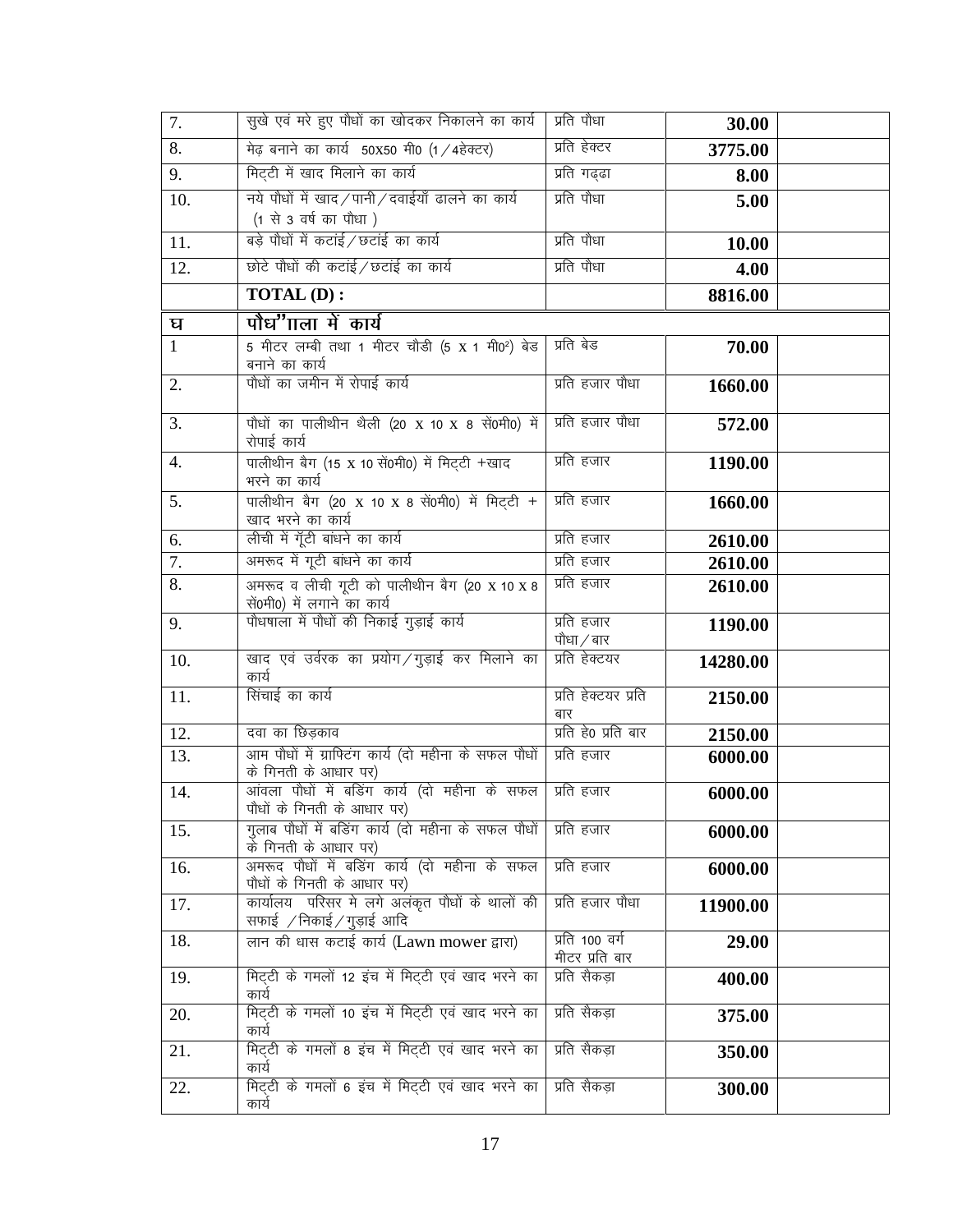| | | | | |
|---|---|---|---|---|
| 7. | सुखे एवं मरे हुए पौधों का खोदकर निकालने का कार्य | प्रति पौधा | **30.00** | |
| 8. | मेढ़ बनाने का कार्य 50X50 मी0 (1/4हेक्टर) | प्रति हेक्टर | **3775.00** | |
| 9. | मिट्टी में खाद मिलाने का कार्य | प्रति गढ्ढा | **8.00** | |
| 10. | नये पौधों में खाद/पानी/दवाईयाँ ढालने का कार्य (1 से 3 वर्ष का पौधा ) | प्रति पौधा | **5.00** | |
| 11. | बड़े पौधों में कटाई/छटाई का कार्य | प्रति पौधा | **10.00** | |
| 12. | छोटे पौधों की कटाई/छटाई का कार्य | प्रति पौधा | **4.00** | |
| | **TOTAL (D) :** | | **8816.00** | |
| **घ** | **पौध"ााला में कार्य** | | | |
| 1 | 5 मीटर लम्बी तथा 1 मीटर चौडी (5 X 1 मी0²) बेड बनाने का कार्य | प्रति बेड | **70.00** | |
| 2. | पौधों का जमीन में रोपाई कार्य | प्रति हजार पौधा | **1660.00** | |
| 3. | पौधों का पालीथीन थैली (20 X 10 X 8 सें0मी0) में रोपाई कार्य | प्रति हजार पौधा | **572.00** | |
| 4. | पालीथीन बैग (15 X 10 सें0मी0) में मिट्टी +खाद भरने का कार्य | प्रति हजार | **1190.00** | |
| 5. | पालीथीन बैग (20 X 10 X 8 सें0मी0) में मिट्टी + खाद भरने का कार्य | प्रति हजार | **1660.00** | |
| 6. | लीची में गूँटी बांधने का कार्य | प्रति हजार | **2610.00** | |
| 7. | अमरूद में गूटी बांधने का कार्य | प्रति हजार | **2610.00** | |
| 8. | अमरूद व लीची गूटी को पालीथीन बैग (20 X 10 X 8 सें0मी0) में लगाने का कार्य | प्रति हजार | **2610.00** | |
| 9. | पौधषाला में पौधों की निकाई गुड़ाई कार्य | प्रति हजार पौधा/बार | **1190.00** | |
| 10. | खाद एवं उर्वरक का प्रयोग/गुड़ाई कर मिलाने का कार्य | प्रति हेक्टयर | **14280.00** | |
| 11. | सिंचाई का कार्य | प्रति हेक्टयर प्रति बार | **2150.00** | |
| 12. | दवा का छिड़काव | प्रति हे0 प्रति बार | **2150.00** | |
| 13. | आम पौधों में ग्राफ्टिंग कार्य (दो महीना के सफल पौधों के गिनती के आधार पर) | प्रति हजार | **6000.00** | |
| 14. | आंवला पौधों में बडिंग कार्य (दो महीना के सफल पौधों के गिनती के आधार पर) | प्रति हजार | **6000.00** | |
| 15. | गुलाब पौधों में बडिंग कार्य (दो महीना के सफल पौधों के गिनती के आधार पर) | प्रति हजार | **6000.00** | |
| 16. | अमरूद पौधों में बडिंग कार्य (दो महीना के सफल पौधों के गिनती के आधार पर) | प्रति हजार | **6000.00** | |
| 17. | कार्यालय परिसर मे लगे अलंकृत पौधों के थालों की सफाई /निकाई/गुड़ाई आदि | प्रति हजार पौधा | **11900.00** | |
| 18. | लान की धास कटाई कार्य (Lawn mower द्वारा) | प्रति 100 वर्ग मीटर प्रति बार | **29.00** | |
| 19. | मिट्टी के गमलों 12 इंच में मिट्टी एवं खाद भरने का कार्य | प्रति सैकड़ा | **400.00** | |
| 20. | मिट्टी के गमलों 10 इंच में मिट्टी एवं खाद भरने का कार्य | प्रति सैकड़ा | **375.00** | |
| 21. | मिट्टी के गमलों 8 इंच में मिट्टी एवं खाद भरने का कार्य | प्रति सैकड़ा | **350.00** | |
| 22. | मिट्टी के गमलों 6 इंच में मिट्टी एवं खाद भरने का कार्य | प्रति सैकड़ा | **300.00** | |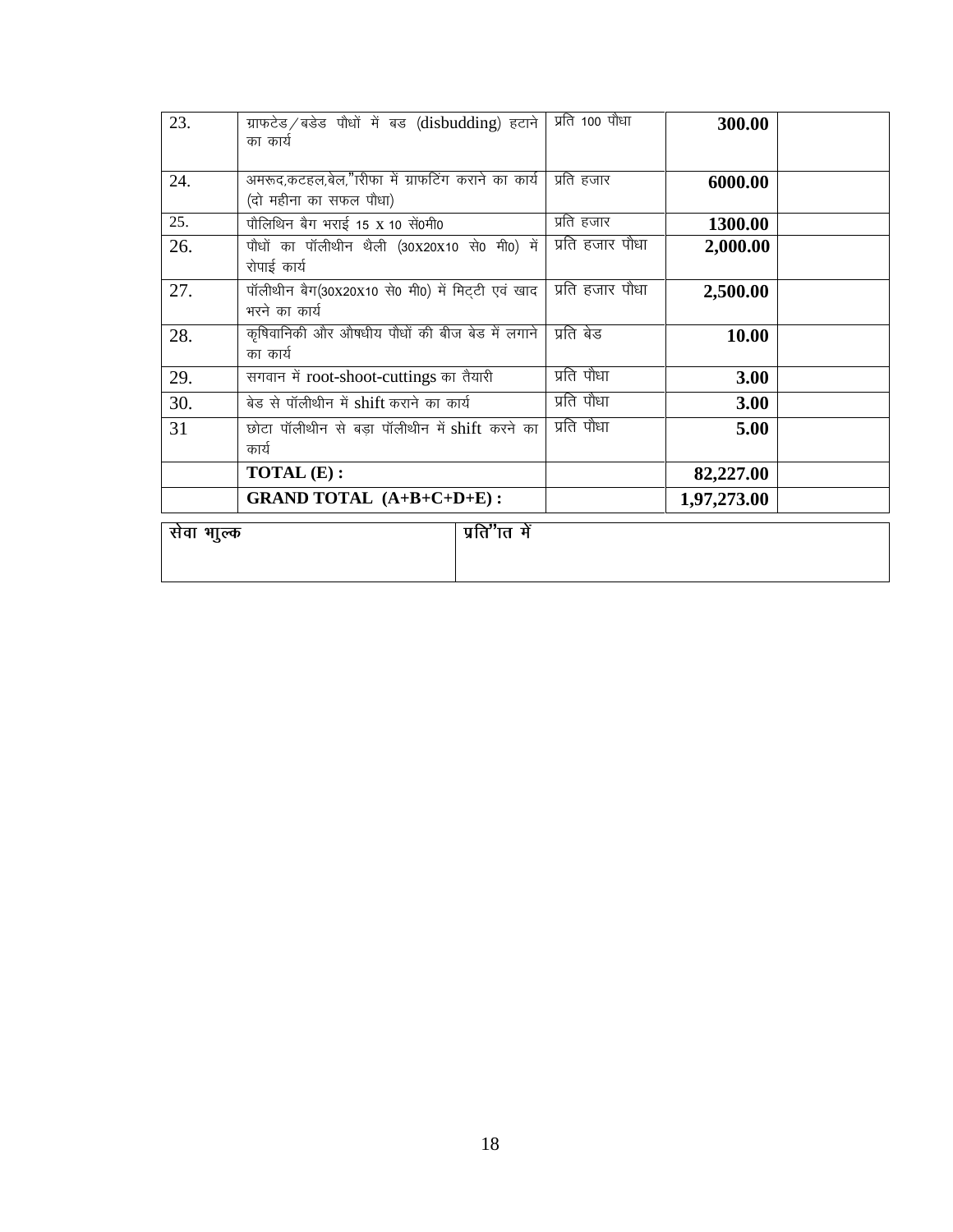| 23. | ग्राफटेड/बडेड पौधों में बड (disbudding) हटाने का कार्य | प्रति 100 पौधा | **300.00** | |
|---|---|---|---|---|
| 24. | अमरूद,कटहल,बेल,”ारीफा में ग्राफटिंग कराने का कार्य (दो महीना का सफल पौधा) | प्रति हजार | **6000.00** | |
| 25. | पौलिथिन बैग भराई 15 X 10 सें0मी0 | प्रति हजार | **1300.00** | |
| 26. | पौधों का पॉलीथीन थैली (30X20X10 से0 मी0) में रोपाई कार्य | प्रति हजार पौधा | **2,000.00** | |
| 27. | पॉलीथीन बैग(30X20X10 से0 मी0) में मिट्टी एवं खाद भरने का कार्य | प्रति हजार पौधा | **2,500.00** | |
| 28. | कृषिवानिकी और औषधीय पौधों की बीज बेड में लगाने का कार्य | प्रति बेड | **10.00** | |
| 29. | सगवान में root-shoot-cuttings का तैयारी | प्रति पौधा | **3.00** | |
| 30. | बेड से पॉलीथीन में shift कराने का कार्य | प्रति पौधा | **3.00** | |
| 31 | छोटा पॉलीथीन से बड़ा पॉलीथीन में shift करने का कार्य | प्रति पौधा | **5.00** | |
| | **TOTAL (E) :** | | **82,227.00** | |
| | **GRAND TOTAL (A+B+C+D+E) :** | | **1,97,273.00** | |

| **सेवा भाुल्क** | **प्रति”ात में** |
|---|---|
| | |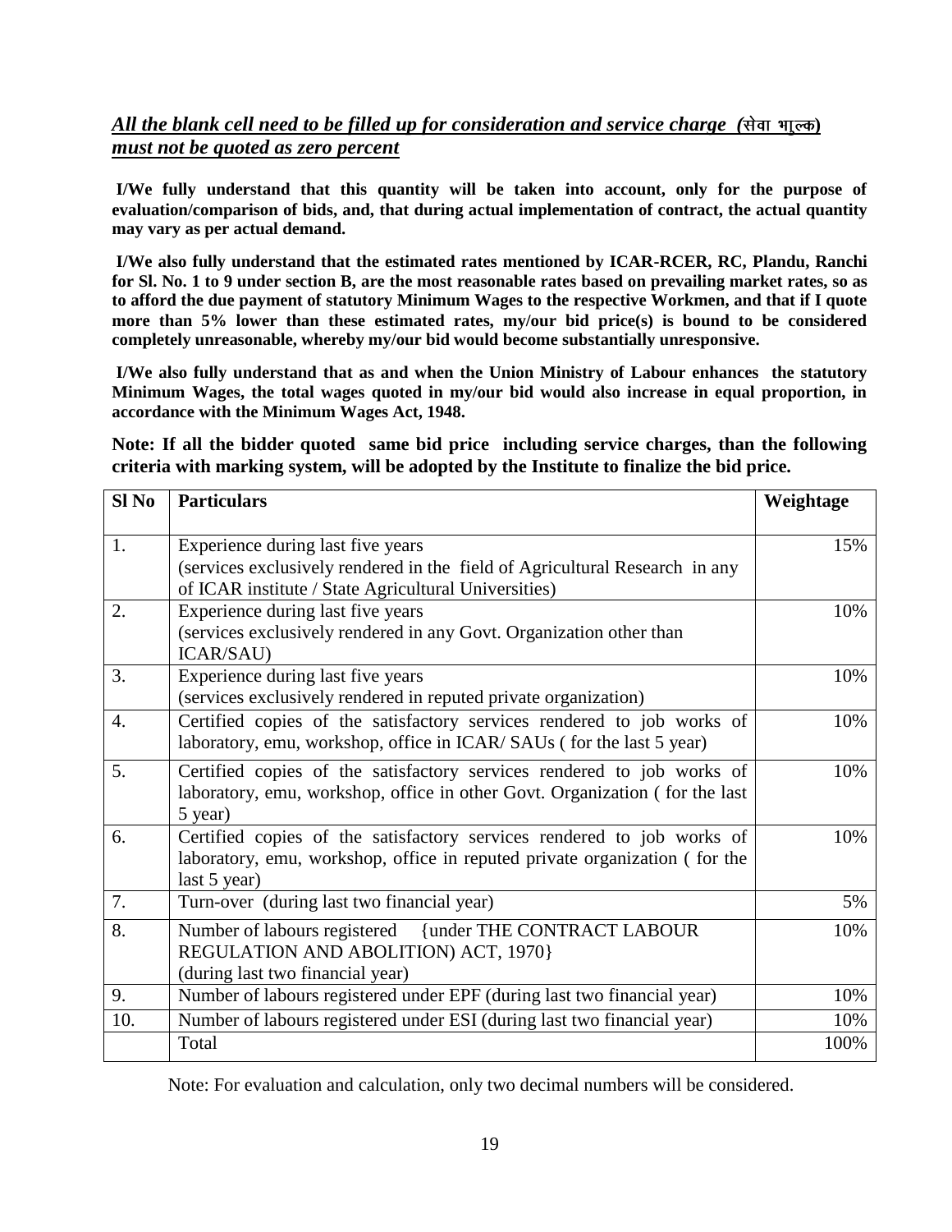***All the blank cell need to be filled up for consideration and service charge (सेवा शुल्क) must not be quoted as zero percent***

**I/We fully understand that this quantity will be taken into account, only for the purpose of evaluation/comparison of bids, and, that during actual implementation of contract, the actual quantity may vary as per actual demand.**

**I/We also fully understand that the estimated rates mentioned by ICAR-RCER, RC, Plandu, Ranchi for Sl. No. 1 to 9 under section B, are the most reasonable rates based on prevailing market rates, so as to afford the due payment of statutory Minimum Wages to the respective Workmen, and that if I quote more than 5% lower than these estimated rates, my/our bid price(s) is bound to be considered completely unreasonable, whereby my/our bid would become substantially unresponsive.**

**I/We also fully understand that as and when the Union Ministry of Labour enhances the statutory Minimum Wages, the total wages quoted in my/our bid would also increase in equal proportion, in accordance with the Minimum Wages Act, 1948.**

**Note: If all the bidder quoted same bid price including service charges, than the following criteria with marking system, will be adopted by the Institute to finalize the bid price.**

| Sl No | Particulars | Weightage |
|---|---|---|
| 1. | Experience during last five years (services exclusively rendered in the field of Agricultural Research in any of ICAR institute / State Agricultural Universities) | 15% |
| 2. | Experience during last five years (services exclusively rendered in any Govt. Organization other than ICAR/SAU) | 10% |
| 3. | Experience during last five years (services exclusively rendered in reputed private organization) | 10% |
| 4. | Certified copies of the satisfactory services rendered to job works of laboratory, emu, workshop, office in ICAR/ SAUs ( for the last 5 year) | 10% |
| 5. | Certified copies of the satisfactory services rendered to job works of laboratory, emu, workshop, office in other Govt. Organization ( for the last 5 year) | 10% |
| 6. | Certified copies of the satisfactory services rendered to job works of laboratory, emu, workshop, office in reputed private organization ( for the last 5 year) | 10% |
| 7. | Turn-over (during last two financial year) | 5% |
| 8. | Number of labours registered {under THE CONTRACT LABOUR REGULATION AND ABOLITION) ACT, 1970} (during last two financial year) | 10% |
| 9. | Number of labours registered under EPF (during last two financial year) | 10% |
| 10. | Number of labours registered under ESI (during last two financial year) | 10% |
| | Total | 100% |

Note: For evaluation and calculation, only two decimal numbers will be considered.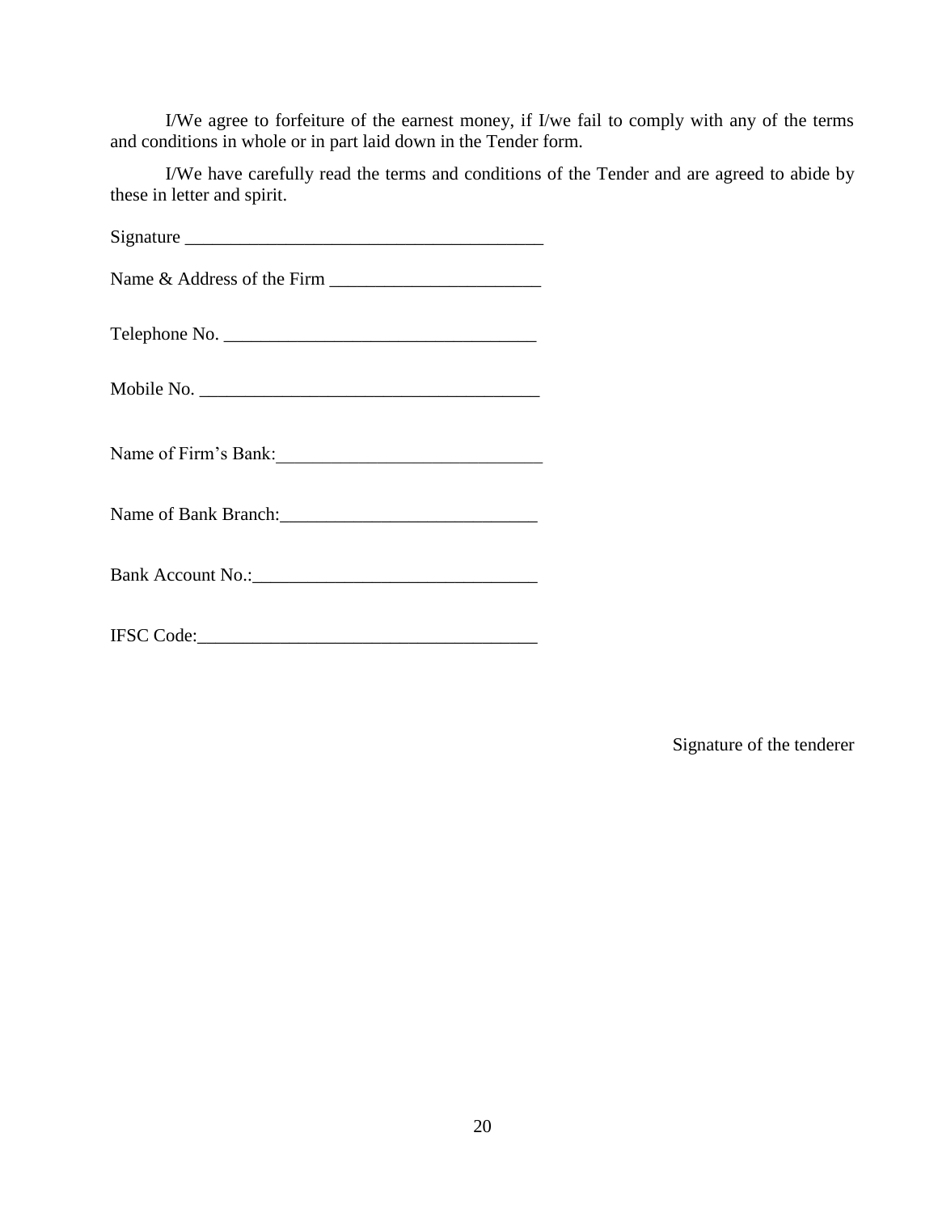I/We agree to forfeiture of the earnest money, if I/we fail to comply with any of the terms and conditions in whole or in part laid down in the Tender form.

I/We have carefully read the terms and conditions of the Tender and are agreed to abide by these in letter and spirit.

Signature ________________________________________

Name & Address of the Firm _______________________

Telephone No. _________________________________

Mobile No. ____________________________________

Name of Firm's Bank:____________________________

Name of Bank Branch:___________________________

Bank Account No.:_______________________________

IFSC Code:____________________________________

Signature of the tenderer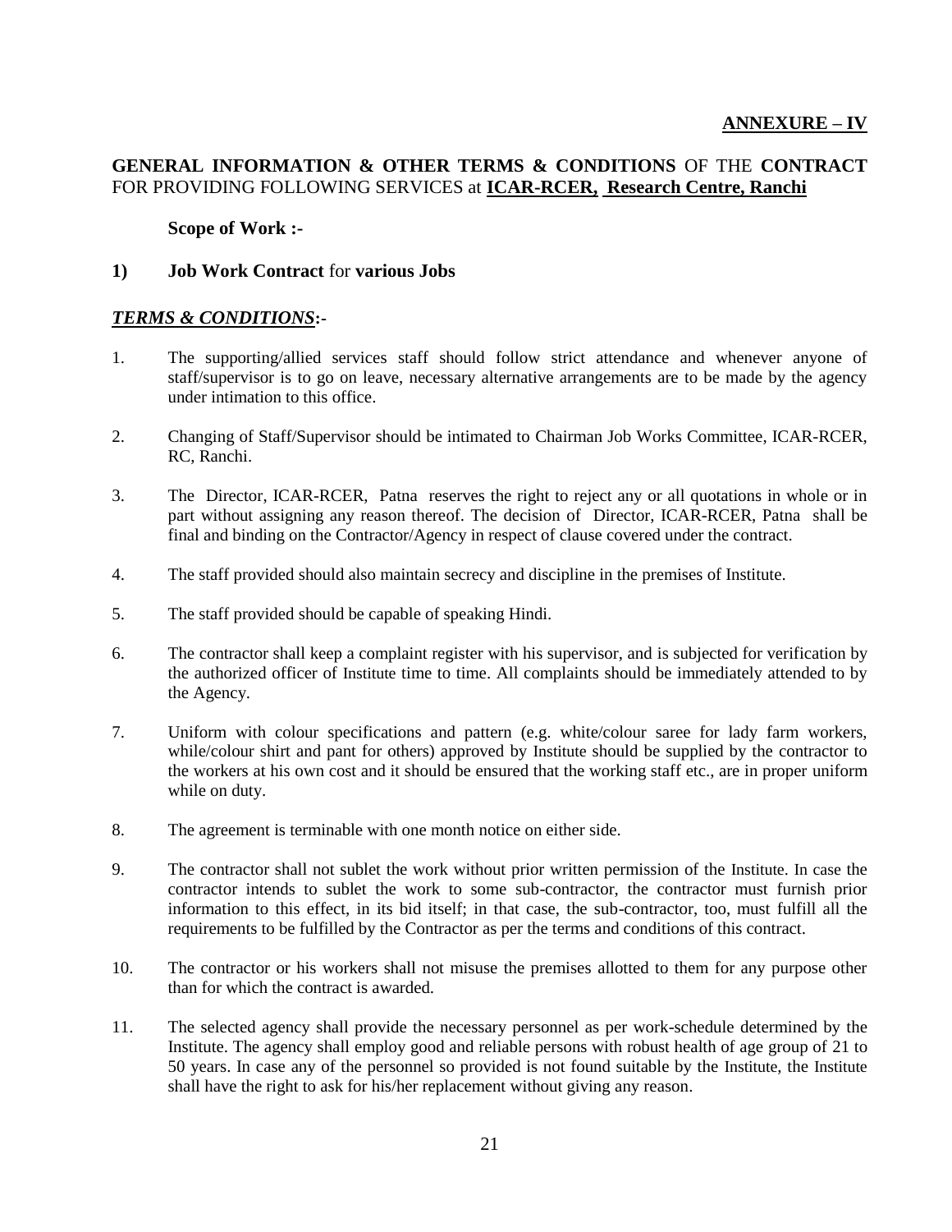**ANNEXURE – IV**

**GENERAL INFORMATION & OTHER TERMS & CONDITIONS** OF THE **CONTRACT** FOR PROVIDING FOLLOWING SERVICES at **ICAR-RCER, Research Centre, Ranchi**

**Scope of Work :-**

**1) Job Work Contract** for **various Jobs**

***TERMS & CONDITIONS*:-**

1. The supporting/allied services staff should follow strict attendance and whenever anyone of staff/supervisor is to go on leave, necessary alternative arrangements are to be made by the agency under intimation to this office.

2. Changing of Staff/Supervisor should be intimated to Chairman Job Works Committee, ICAR-RCER, RC, Ranchi.

3. The Director, ICAR-RCER, Patna reserves the right to reject any or all quotations in whole or in part without assigning any reason thereof. The decision of Director, ICAR-RCER, Patna shall be final and binding on the Contractor/Agency in respect of clause covered under the contract.

4. The staff provided should also maintain secrecy and discipline in the premises of Institute.

5. The staff provided should be capable of speaking Hindi.

6. The contractor shall keep a complaint register with his supervisor, and is subjected for verification by the authorized officer of Institute time to time. All complaints should be immediately attended to by the Agency.

7. Uniform with colour specifications and pattern (e.g. white/colour saree for lady farm workers, while/colour shirt and pant for others) approved by Institute should be supplied by the contractor to the workers at his own cost and it should be ensured that the working staff etc., are in proper uniform while on duty.

8. The agreement is terminable with one month notice on either side.

9. The contractor shall not sublet the work without prior written permission of the Institute. In case the contractor intends to sublet the work to some sub-contractor, the contractor must furnish prior information to this effect, in its bid itself; in that case, the sub-contractor, too, must fulfill all the requirements to be fulfilled by the Contractor as per the terms and conditions of this contract.

10. The contractor or his workers shall not misuse the premises allotted to them for any purpose other than for which the contract is awarded.

11. The selected agency shall provide the necessary personnel as per work-schedule determined by the Institute. The agency shall employ good and reliable persons with robust health of age group of 21 to 50 years. In case any of the personnel so provided is not found suitable by the Institute, the Institute shall have the right to ask for his/her replacement without giving any reason.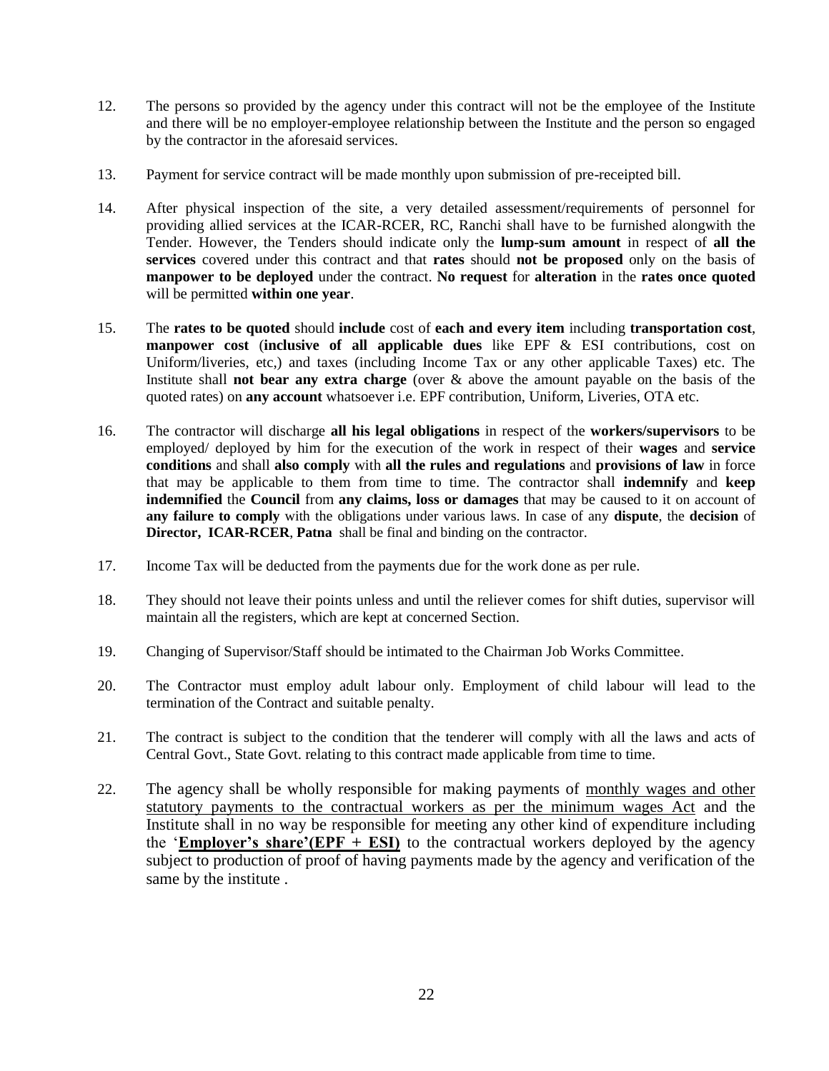12. The persons so provided by the agency under this contract will not be the employee of the Institute and there will be no employer-employee relationship between the Institute and the person so engaged by the contractor in the aforesaid services.

13. Payment for service contract will be made monthly upon submission of pre-receipted bill.

14. After physical inspection of the site, a very detailed assessment/requirements of personnel for providing allied services at the ICAR-RCER, RC, Ranchi shall have to be furnished alongwith the Tender. However, the Tenders should indicate only the **lump-sum amount** in respect of **all the services** covered under this contract and that **rates** should **not be proposed** only on the basis of **manpower to be deployed** under the contract. **No request** for **alteration** in the **rates once quoted** will be permitted **within one year**.

15. The **rates to be quoted** should **include** cost of **each and every item** including **transportation cost**, **manpower cost** (**inclusive of all applicable dues** like EPF & ESI contributions, cost on Uniform/liveries, etc,) and taxes (including Income Tax or any other applicable Taxes) etc. The Institute shall **not bear any extra charge** (over & above the amount payable on the basis of the quoted rates) on **any account** whatsoever i.e. EPF contribution, Uniform, Liveries, OTA etc.

16. The contractor will discharge **all his legal obligations** in respect of the **workers/supervisors** to be employed/ deployed by him for the execution of the work in respect of their **wages** and **service conditions** and shall **also comply** with **all the rules and regulations** and **provisions of law** in force that may be applicable to them from time to time. The contractor shall **indemnify** and **keep indemnified** the **Council** from **any claims, loss or damages** that may be caused to it on account of **any failure to comply** with the obligations under various laws. In case of any **dispute**, the **decision** of **Director, ICAR-RCER**, **Patna** shall be final and binding on the contractor.

17. Income Tax will be deducted from the payments due for the work done as per rule.

18. They should not leave their points unless and until the reliever comes for shift duties, supervisor will maintain all the registers, which are kept at concerned Section.

19. Changing of Supervisor/Staff should be intimated to the Chairman Job Works Committee.

20. The Contractor must employ adult labour only. Employment of child labour will lead to the termination of the Contract and suitable penalty.

21. The contract is subject to the condition that the tenderer will comply with all the laws and acts of Central Govt., State Govt. relating to this contract made applicable from time to time.

22. The agency shall be wholly responsible for making payments of <u>monthly wages and other statutory payments to the contractual workers as per the minimum wages Act</u> and the Institute shall in no way be responsible for meeting any other kind of expenditure including the '**<u>Employer's share'(EPF + ESI)</u>** to the contractual workers deployed by the agency subject to production of proof of having payments made by the agency and verification of the same by the institute .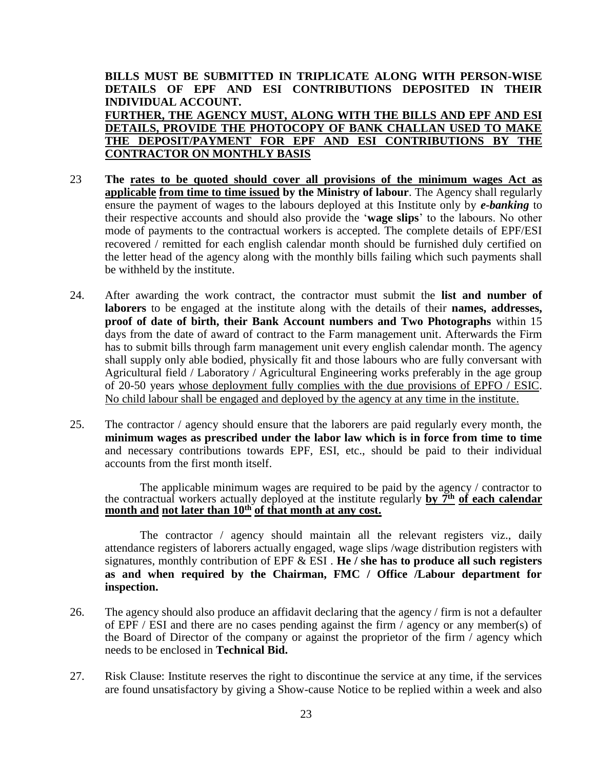**BILLS MUST BE SUBMITTED IN TRIPLICATE ALONG WITH PERSON-WISE DETAILS OF EPF AND ESI CONTRIBUTIONS DEPOSITED IN THEIR INDIVIDUAL ACCOUNT.**

<u>**FURTHER, THE AGENCY MUST, ALONG WITH THE BILLS AND EPF AND ESI DETAILS, PROVIDE THE PHOTOCOPY OF BANK CHALLAN USED TO MAKE THE DEPOSIT/PAYMENT FOR EPF AND ESI CONTRIBUTIONS BY THE CONTRACTOR ON MONTHLY BASIS**</u>

23 **The <u>rates to be quoted should cover all provisions of the minimum wages Act as applicable</u> <u>from time to time issued</u> by the Ministry of labour**. The Agency shall regularly ensure the payment of wages to the labours deployed at this Institute only by ***e-banking*** to their respective accounts and should also provide the '**wage slips**' to the labours. No other mode of payments to the contractual workers is accepted. The complete details of EPF/ESI recovered / remitted for each english calendar month should be furnished duly certified on the letter head of the agency along with the monthly bills failing which such payments shall be withheld by the institute.

24. After awarding the work contract, the contractor must submit the **list and number of laborers** to be engaged at the institute along with the details of their **names, addresses, proof of date of birth, their Bank Account numbers and Two Photographs** within 15 days from the date of award of contract to the Farm management unit. Afterwards the Firm has to submit bills through farm management unit every english calendar month. The agency shall supply only able bodied, physically fit and those labours who are fully conversant with Agricultural field / Laboratory / Agricultural Engineering works preferably in the age group of 20-50 years <u>whose deployment fully complies with the due provisions of EPFO / ESIC</u>. <u>No child labour shall be engaged and deployed by the agency at any time in the institute.</u>

25. The contractor / agency should ensure that the laborers are paid regularly every month, the **minimum wages as prescribed under the labor law which is in force from time to time** and necessary contributions towards EPF, ESI, etc., should be paid to their individual accounts from the first month itself.

The applicable minimum wages are required to be paid by the agency / contractor to the contractual workers actually deployed at the institute regularly <u>**by 7th**</u> <u>**of each calendar month and**</u> <u>**not later than 10th of that month at any cost.**</u>

The contractor / agency should maintain all the relevant registers viz., daily attendance registers of laborers actually engaged, wage slips /wage distribution registers with signatures, monthly contribution of EPF & ESI . **He / she has to produce all such registers as and when required by the Chairman, FMC / Office /Labour department for inspection.**

26. The agency should also produce an affidavit declaring that the agency / firm is not a defaulter of EPF / ESI and there are no cases pending against the firm / agency or any member(s) of the Board of Director of the company or against the proprietor of the firm / agency which needs to be enclosed in **Technical Bid.**

27. Risk Clause: Institute reserves the right to discontinue the service at any time, if the services are found unsatisfactory by giving a Show-cause Notice to be replied within a week and also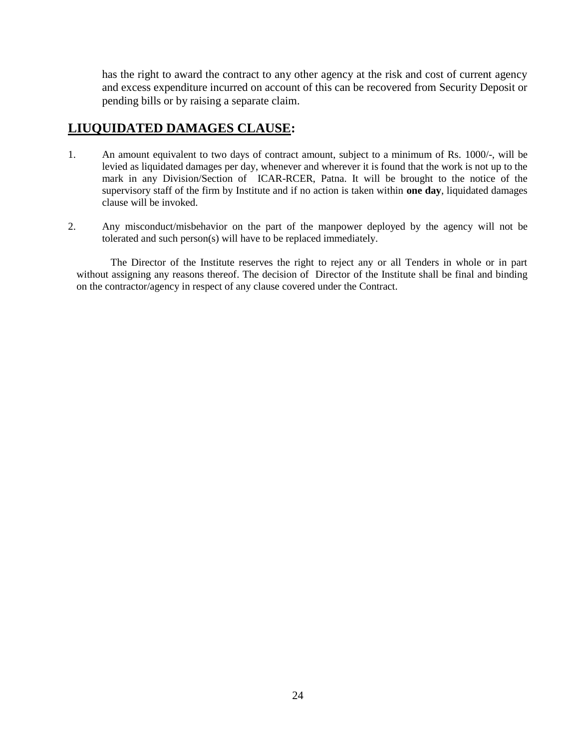has the right to award the contract to any other agency at the risk and cost of current agency and excess expenditure incurred on account of this can be recovered from Security Deposit or pending bills or by raising a separate claim.

## LIUQUIDATED DAMAGES CLAUSE:

1. An amount equivalent to two days of contract amount, subject to a minimum of Rs. 1000/-, will be levied as liquidated damages per day, whenever and wherever it is found that the work is not up to the mark in any Division/Section of ICAR-RCER, Patna. It will be brought to the notice of the supervisory staff of the firm by Institute and if no action is taken within **one day**, liquidated damages clause will be invoked.

2. Any misconduct/misbehavior on the part of the manpower deployed by the agency will not be tolerated and such person(s) will have to be replaced immediately.

The Director of the Institute reserves the right to reject any or all Tenders in whole or in part without assigning any reasons thereof. The decision of Director of the Institute shall be final and binding on the contractor/agency in respect of any clause covered under the Contract.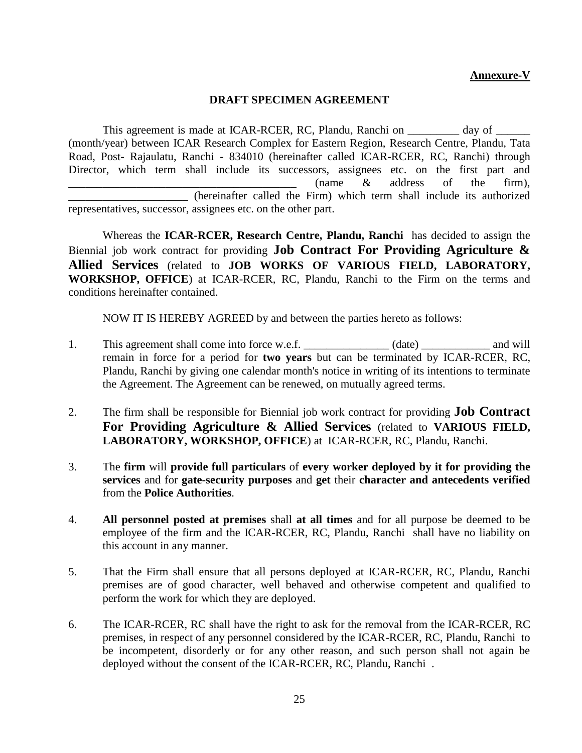**Annexure-V**

**DRAFT SPECIMEN AGREEMENT**

This agreement is made at ICAR-RCER, RC, Plandu, Ranchi on _________ day of ______ (month/year) between ICAR Research Complex for Eastern Region, Research Centre, Plandu, Tata Road, Post- Rajaulatu, Ranchi - 834010 (hereinafter called ICAR-RCER, RC, Ranchi) through Director, which term shall include its successors, assignees etc. on the first part and ________________________________________ (name & address of the firm), _____________________ (hereinafter called the Firm) which term shall include its authorized representatives, successor, assignees etc. on the other part.

Whereas the **ICAR-RCER, Research Centre, Plandu, Ranchi** has decided to assign the Biennial job work contract for providing **Job Contract For Providing Agriculture & Allied Services** (related to **JOB WORKS OF VARIOUS FIELD, LABORATORY, WORKSHOP, OFFICE**) at ICAR-RCER, RC, Plandu, Ranchi to the Firm on the terms and conditions hereinafter contained.

NOW IT IS HEREBY AGREED by and between the parties hereto as follows:

1. This agreement shall come into force w.e.f. _______________ (date) ____________ and will remain in force for a period for **two years** but can be terminated by ICAR-RCER, RC, Plandu, Ranchi by giving one calendar month's notice in writing of its intentions to terminate the Agreement. The Agreement can be renewed, on mutually agreed terms.

2. The firm shall be responsible for Biennial job work contract for providing **Job Contract For Providing Agriculture & Allied Services** (related to **VARIOUS FIELD, LABORATORY, WORKSHOP, OFFICE**) at ICAR-RCER, RC, Plandu, Ranchi.

3. The **firm** will **provide full particulars** of **every worker deployed by it for providing the services** and for **gate-security purposes** and **get** their **character and antecedents verified** from the **Police Authorities**.

4. **All personnel posted at premises** shall **at all times** and for all purpose be deemed to be employee of the firm and the ICAR-RCER, RC, Plandu, Ranchi shall have no liability on this account in any manner.

5. That the Firm shall ensure that all persons deployed at ICAR-RCER, RC, Plandu, Ranchi premises are of good character, well behaved and otherwise competent and qualified to perform the work for which they are deployed.

6. The ICAR-RCER, RC shall have the right to ask for the removal from the ICAR-RCER, RC premises, in respect of any personnel considered by the ICAR-RCER, RC, Plandu, Ranchi to be incompetent, disorderly or for any other reason, and such person shall not again be deployed without the consent of the ICAR-RCER, RC, Plandu, Ranchi .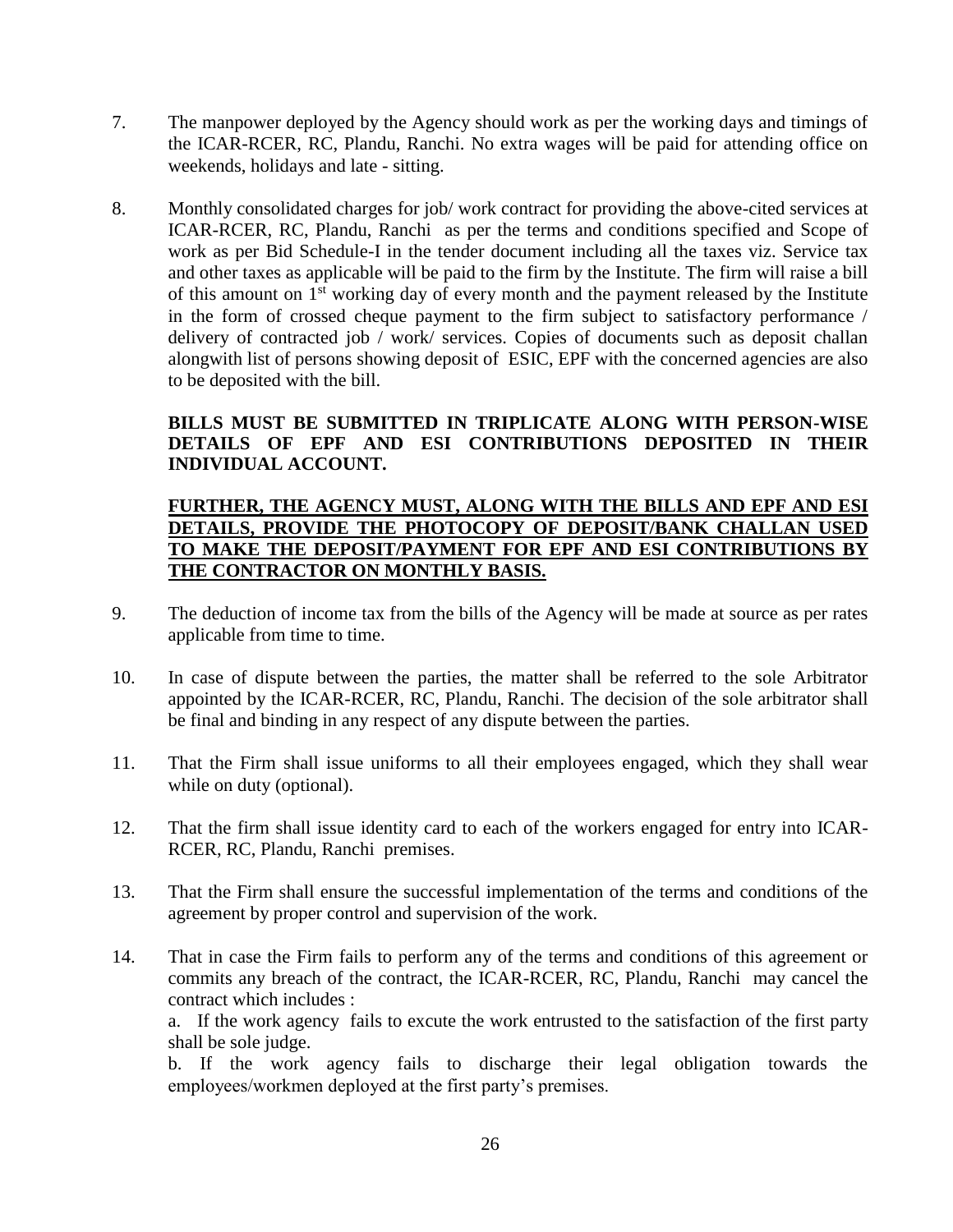7. The manpower deployed by the Agency should work as per the working days and timings of the ICAR-RCER, RC, Plandu, Ranchi. No extra wages will be paid for attending office on weekends, holidays and late - sitting.

8. Monthly consolidated charges for job/ work contract for providing the above-cited services at ICAR-RCER, RC, Plandu, Ranchi as per the terms and conditions specified and Scope of work as per Bid Schedule-I in the tender document including all the taxes viz. Service tax and other taxes as applicable will be paid to the firm by the Institute. The firm will raise a bill of this amount on 1st working day of every month and the payment released by the Institute in the form of crossed cheque payment to the firm subject to satisfactory performance / delivery of contracted job / work/ services. Copies of documents such as deposit challan alongwith list of persons showing deposit of ESIC, EPF with the concerned agencies are also to be deposited with the bill.

   **BILLS MUST BE SUBMITTED IN TRIPLICATE ALONG WITH PERSON-WISE DETAILS OF EPF AND ESI CONTRIBUTIONS DEPOSITED IN THEIR INDIVIDUAL ACCOUNT.**

   **<u>FURTHER, THE AGENCY MUST, ALONG WITH THE BILLS AND EPF AND ESI DETAILS, PROVIDE THE PHOTOCOPY OF DEPOSIT/BANK CHALLAN USED TO MAKE THE DEPOSIT/PAYMENT FOR EPF AND ESI CONTRIBUTIONS BY THE CONTRACTOR ON MONTHLY BASIS.</u>**

9. The deduction of income tax from the bills of the Agency will be made at source as per rates applicable from time to time.

10. In case of dispute between the parties, the matter shall be referred to the sole Arbitrator appointed by the ICAR-RCER, RC, Plandu, Ranchi. The decision of the sole arbitrator shall be final and binding in any respect of any dispute between the parties.

11. That the Firm shall issue uniforms to all their employees engaged, which they shall wear while on duty (optional).

12. That the firm shall issue identity card to each of the workers engaged for entry into ICAR-RCER, RC, Plandu, Ranchi premises.

13. That the Firm shall ensure the successful implementation of the terms and conditions of the agreement by proper control and supervision of the work.

14. That in case the Firm fails to perform any of the terms and conditions of this agreement or commits any breach of the contract, the ICAR-RCER, RC, Plandu, Ranchi may cancel the contract which includes :

   a. If the work agency fails to excute the work entrusted to the satisfaction of the first party shall be sole judge.

   b. If the work agency fails to discharge their legal obligation towards the employees/workmen deployed at the first party's premises.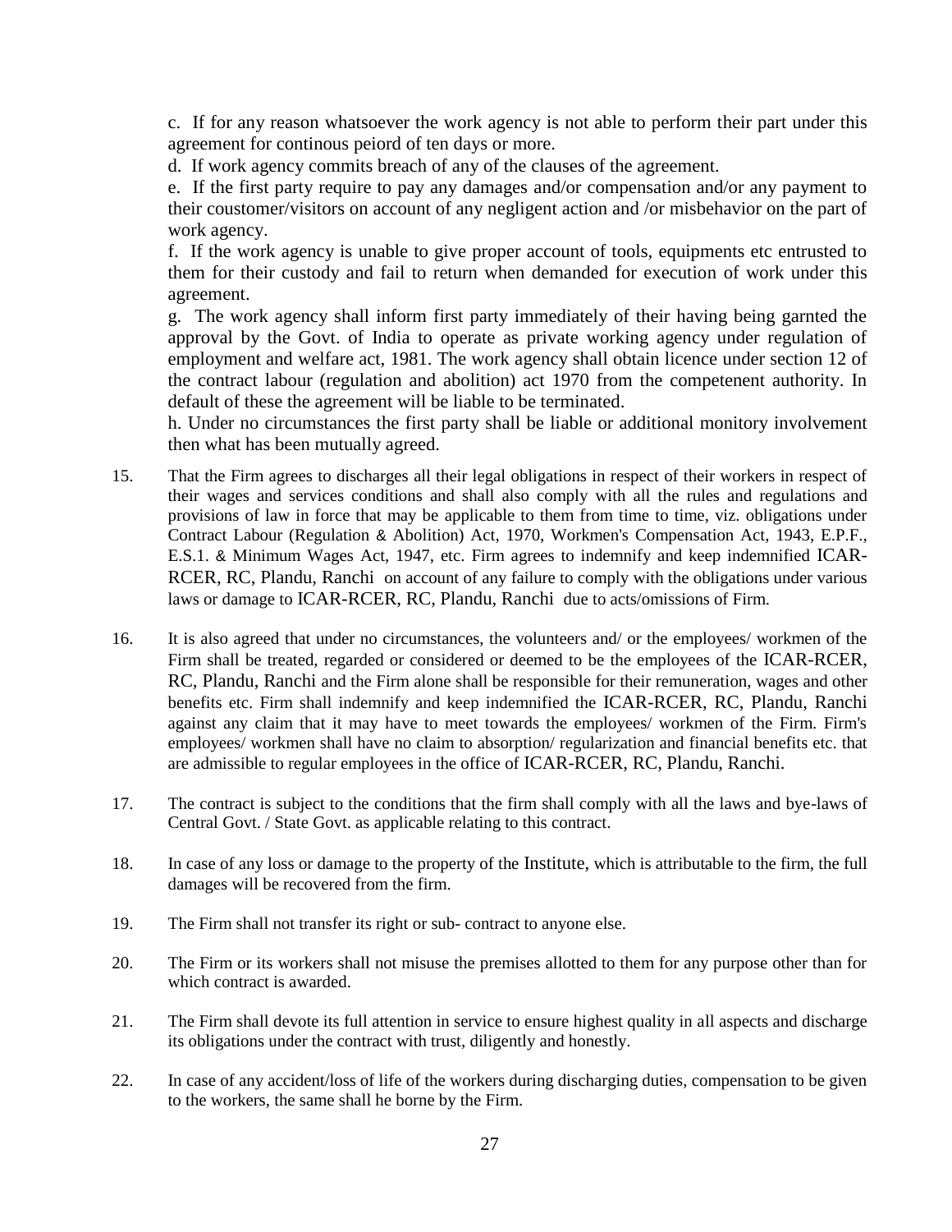c. If for any reason whatsoever the work agency is not able to perform their part under this agreement for continous peiord of ten days or more.

d. If work agency commits breach of any of the clauses of the agreement.

e. If the first party require to pay any damages and/or compensation and/or any payment to their coustomer/visitors on account of any negligent action and /or misbehavior on the part of work agency.

f. If the work agency is unable to give proper account of tools, equipments etc entrusted to them for their custody and fail to return when demanded for execution of work under this agreement.

g. The work agency shall inform first party immediately of their having being garnted the approval by the Govt. of India to operate as private working agency under regulation of employment and welfare act, 1981. The work agency shall obtain licence under section 12 of the contract labour (regulation and abolition) act 1970 from the competenent authority. In default of these the agreement will be liable to be terminated.

h. Under no circumstances the first party shall be liable or additional monitory involvement then what has been mutually agreed.

15. That the Firm agrees to discharges all their legal obligations in respect of their workers in respect of their wages and services conditions and shall also comply with all the rules and regulations and provisions of law in force that may be applicable to them from time to time, viz. obligations under Contract Labour (Regulation & Abolition) Act, 1970, Workmen's Compensation Act, 1943, E.P.F., E.S.1. & Minimum Wages Act, 1947, etc. Firm agrees to indemnify and keep indemnified ICAR-RCER, RC, Plandu, Ranchi on account of any failure to comply with the obligations under various laws or damage to ICAR-RCER, RC, Plandu, Ranchi due to acts/omissions of Firm.

16. It is also agreed that under no circumstances, the volunteers and/ or the employees/ workmen of the Firm shall be treated, regarded or considered or deemed to be the employees of the ICAR-RCER, RC, Plandu, Ranchi and the Firm alone shall be responsible for their remuneration, wages and other benefits etc. Firm shall indemnify and keep indemnified the ICAR-RCER, RC, Plandu, Ranchi against any claim that it may have to meet towards the employees/ workmen of the Firm. Firm's employees/ workmen shall have no claim to absorption/ regularization and financial benefits etc. that are admissible to regular employees in the office of ICAR-RCER, RC, Plandu, Ranchi.

17. The contract is subject to the conditions that the firm shall comply with all the laws and bye-laws of Central Govt. / State Govt. as applicable relating to this contract.

18. In case of any loss or damage to the property of the Institute, which is attributable to the firm, the full damages will be recovered from the firm.

19. The Firm shall not transfer its right or sub- contract to anyone else.

20. The Firm or its workers shall not misuse the premises allotted to them for any purpose other than for which contract is awarded.

21. The Firm shall devote its full attention in service to ensure highest quality in all aspects and discharge its obligations under the contract with trust, diligently and honestly.

22. In case of any accident/loss of life of the workers during discharging duties, compensation to be given to the workers, the same shall he borne by the Firm.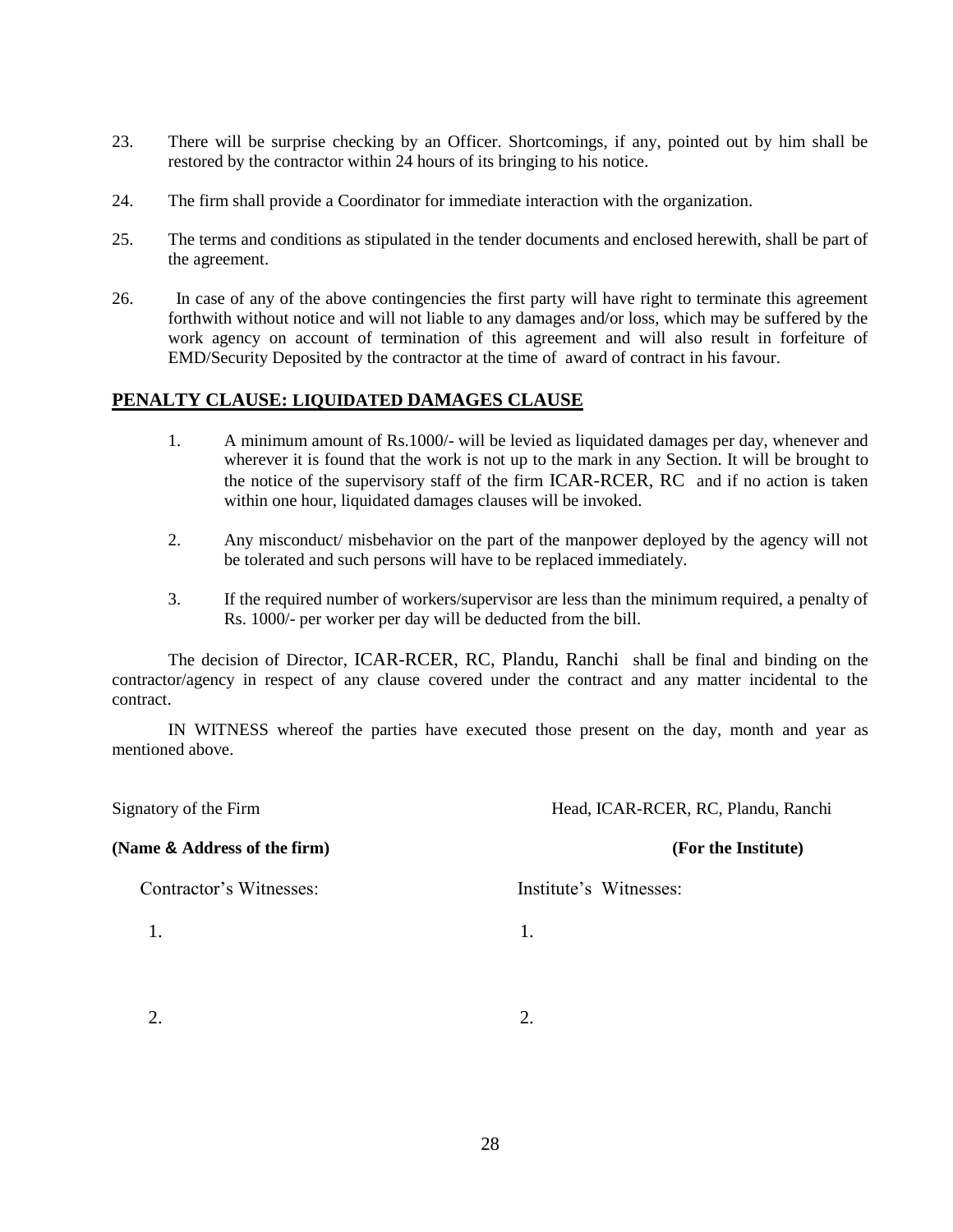23. There will be surprise checking by an Officer. Shortcomings, if any, pointed out by him shall be restored by the contractor within 24 hours of its bringing to his notice.

24. The firm shall provide a Coordinator for immediate interaction with the organization.

25. The terms and conditions as stipulated in the tender documents and enclosed herewith, shall be part of the agreement.

26. In case of any of the above contingencies the first party will have right to terminate this agreement forthwith without notice and will not liable to any damages and/or loss, which may be suffered by the work agency on account of termination of this agreement and will also result in forfeiture of EMD/Security Deposited by the contractor at the time of award of contract in his favour.

## PENALTY CLAUSE: LIQUIDATED DAMAGES CLAUSE

1. A minimum amount of Rs.1000/- will be levied as liquidated damages per day, whenever and wherever it is found that the work is not up to the mark in any Section. It will be brought to the notice of the supervisory staff of the firm ICAR-RCER, RC and if no action is taken within one hour, liquidated damages clauses will be invoked.

2. Any misconduct/ misbehavior on the part of the manpower deployed by the agency will not be tolerated and such persons will have to be replaced immediately.

3. If the required number of workers/supervisor are less than the minimum required, a penalty of Rs. 1000/- per worker per day will be deducted from the bill.

The decision of Director, ICAR-RCER, RC, Plandu, Ranchi shall be final and binding on the contractor/agency in respect of any clause covered under the contract and any matter incidental to the contract.

IN WITNESS whereof the parties have executed those present on the day, month and year as mentioned above.

| | |
|---|---|
| Signatory of the Firm | Head, ICAR-RCER, RC, Plandu, Ranchi |
| **(Name & Address of the firm)** | **(For the Institute)** |
| Contractor's Witnesses: | Institute's Witnesses: |
| 1. | 1. |
| 2. | 2. |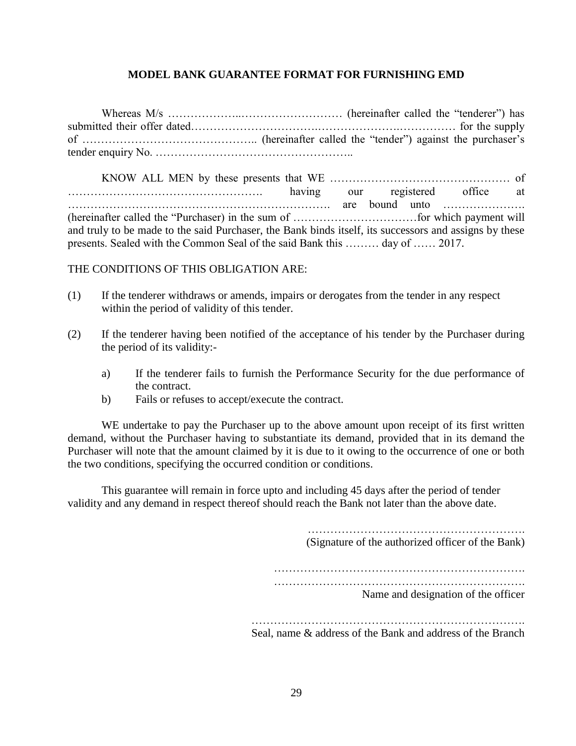## MODEL BANK GUARANTEE FORMAT FOR FURNISHING EMD

Whereas M/s ………………..……………………… (hereinafter called the "tenderer") has submitted their offer dated…………………………….………………….…………… for the supply of ……………………………………….. (hereinafter called the "tender") against the purchaser's tender enquiry No. ……………………………………………..

KNOW ALL MEN by these presents that WE ………………………………………… of ……………………………………………. having our registered office at ………………………………………………………………. are bound unto …………………. (hereinafter called the "Purchaser) in the sum of ……………………………for which payment will and truly to be made to the said Purchaser, the Bank binds itself, its successors and assigns by these presents. Sealed with the Common Seal of the said Bank this ……… day of …… 2017.

THE CONDITIONS OF THIS OBLIGATION ARE:

(1) If the tenderer withdraws or amends, impairs or derogates from the tender in any respect within the period of validity of this tender.

(2) If the tenderer having been notified of the acceptance of his tender by the Purchaser during the period of its validity:-

   a) If the tenderer fails to furnish the Performance Security for the due performance of the contract.
   b) Fails or refuses to accept/execute the contract.

WE undertake to pay the Purchaser up to the above amount upon receipt of its first written demand, without the Purchaser having to substantiate its demand, provided that in its demand the Purchaser will note that the amount claimed by it is due to it owing to the occurrence of one or both the two conditions, specifying the occurred condition or conditions.

This guarantee will remain in force upto and including 45 days after the period of tender validity and any demand in respect thereof should reach the Bank not later than the above date.

…………………………………………………
(Signature of the authorized officer of the Bank)

………………………………………………………….
………………………………………………………….
Name and designation of the officer

……………………………………………………………….
Seal, name & address of the Bank and address of the Branch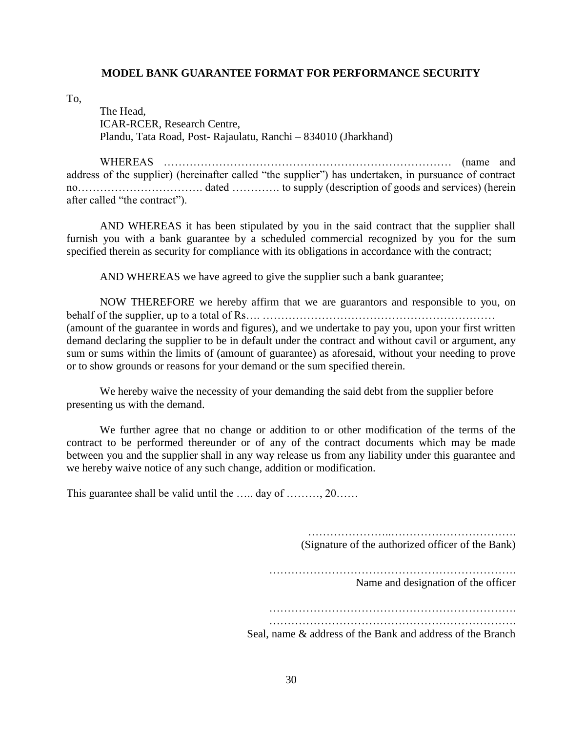## MODEL BANK GUARANTEE FORMAT FOR PERFORMANCE SECURITY

To,

The Head,
ICAR-RCER, Research Centre,
Plandu, Tata Road, Post- Rajaulatu, Ranchi – 834010 (Jharkhand)

WHEREAS …………………………………………………………………… (name and address of the supplier) (hereinafter called "the supplier") has undertaken, in pursuance of contract no……………………………. dated …………. to supply (description of goods and services) (herein after called "the contract").

AND WHEREAS it has been stipulated by you in the said contract that the supplier shall furnish you with a bank guarantee by a scheduled commercial recognized by you for the sum specified therein as security for compliance with its obligations in accordance with the contract;

AND WHEREAS we have agreed to give the supplier such a bank guarantee;

NOW THEREFORE we hereby affirm that we are guarantors and responsible to you, on behalf of the supplier, up to a total of Rs…. ……………………………………………………… (amount of the guarantee in words and figures), and we undertake to pay you, upon your first written demand declaring the supplier to be in default under the contract and without cavil or argument, any sum or sums within the limits of (amount of guarantee) as aforesaid, without your needing to prove or to show grounds or reasons for your demand or the sum specified therein.

We hereby waive the necessity of your demanding the said debt from the supplier before presenting us with the demand.

We further agree that no change or addition to or other modification of the terms of the contract to be performed thereunder or of any of the contract documents which may be made between you and the supplier shall in any way release us from any liability under this guarantee and we hereby waive notice of any such change, addition or modification.

This guarantee shall be valid until the ….. day of ………, 20……

…………………..…………………………….
(Signature of the authorized officer of the Bank)

………………………………………………………….
Name and designation of the officer

………………………………………………………….
………………………………………………………….
Seal, name & address of the Bank and address of the Branch